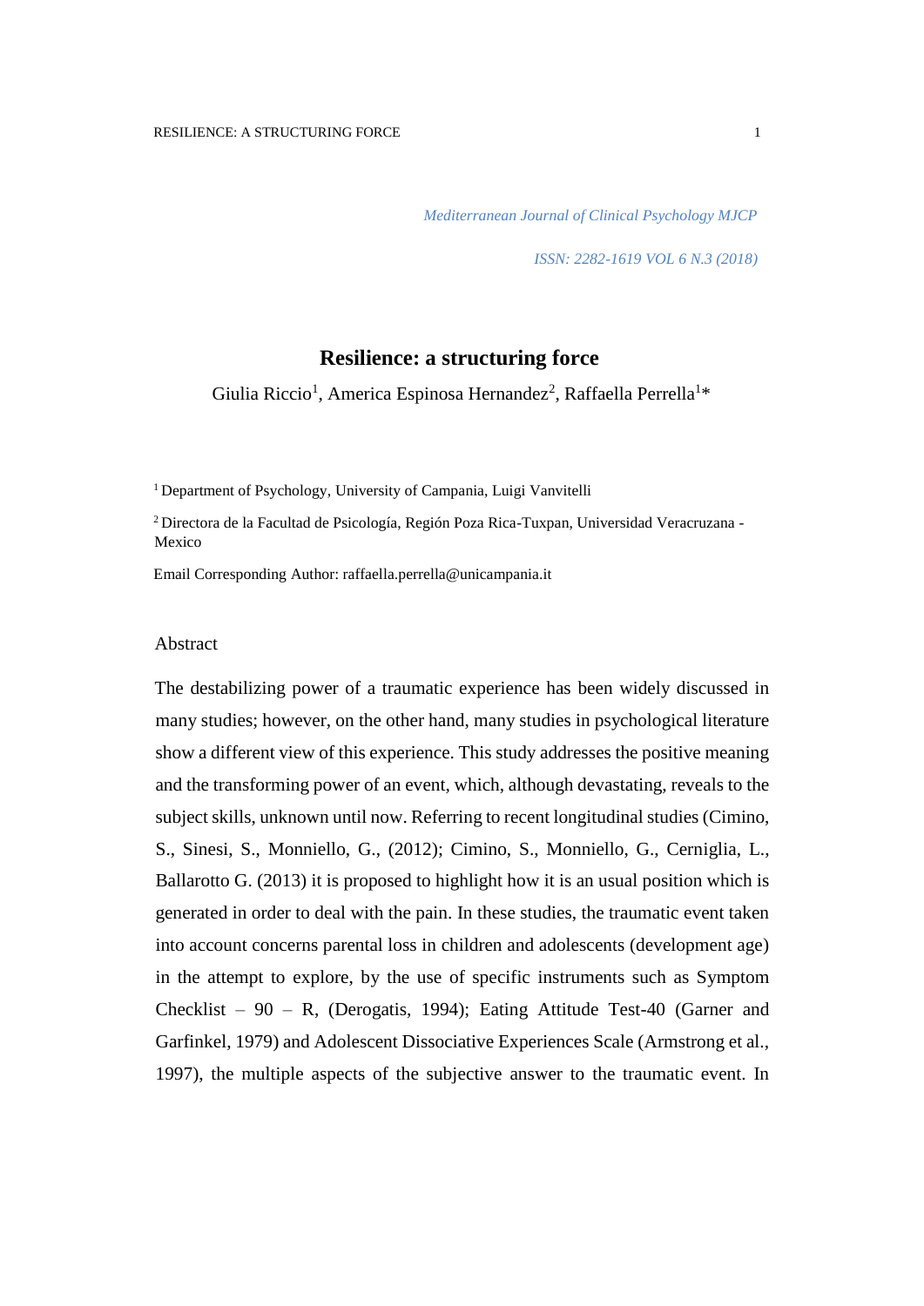*Mediterranean Journal of Clinical Psychology MJCP*

*ISSN: 2282-1619 VOL 6 N.3 (2018)*

# Resilience: a structuring force

Giulia Riccio[1], America Espinosa Hernandez[2], Raffaella Perrella[1]*

[1] Department of Psychology, University of Campania, Luigi Vanvitelli

[2] Directora de la Facultad de Psicología, Región Poza Rica-Tuxpan, Universidad Veracruzana - Mexico

Email Corresponding Author: raffaella.perrella@unicampania.it

## Abstract

The destabilizing power of a traumatic experience has been widely discussed in many studies; however, on the other hand, many studies in psychological literature show a different view of this experience. This study addresses the positive meaning and the transforming power of an event, which, although devastating, reveals to the subject skills, unknown until now. Referring to recent longitudinal studies (Cimino, S., Sinesi, S., Monniello, G., (2012); Cimino, S., Monniello, G., Cerniglia, L., Ballarotto G. (2013) it is proposed to highlight how it is an usual position which is generated in order to deal with the pain. In these studies, the traumatic event taken into account concerns parental loss in children and adolescents (development age) in the attempt to explore, by the use of specific instruments such as Symptom Checklist – 90 – R, (Derogatis, 1994); Eating Attitude Test-40 (Garner and Garfinkel, 1979) and Adolescent Dissociative Experiences Scale (Armstrong et al., 1997), the multiple aspects of the subjective answer to the traumatic event. In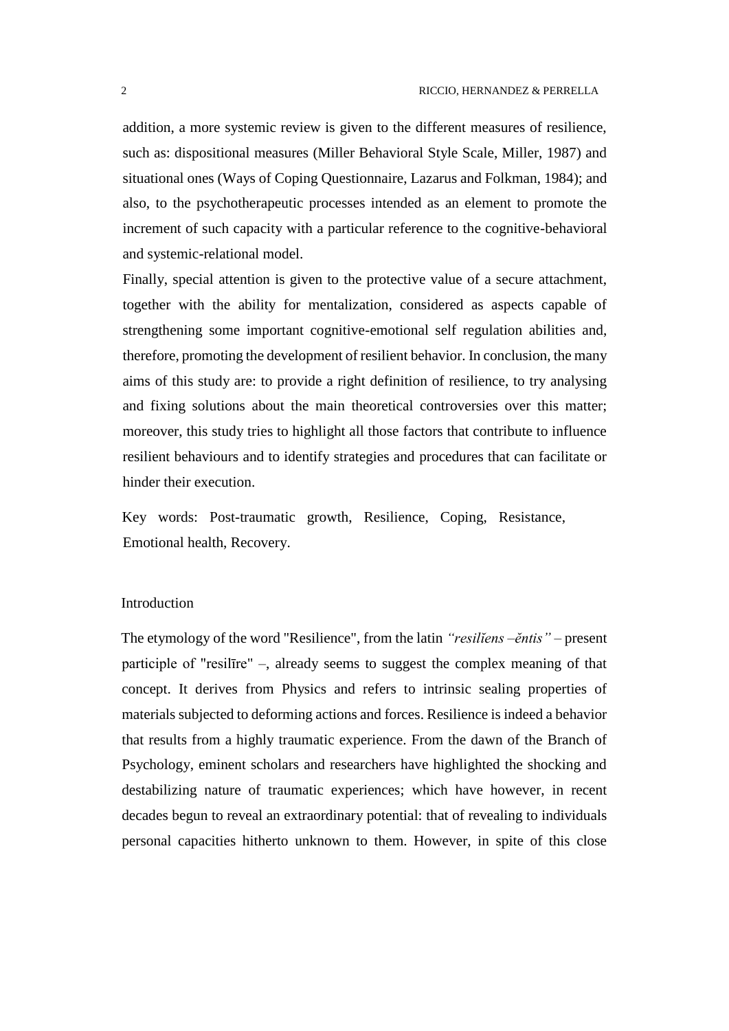addition, a more systemic review is given to the different measures of resilience, such as: dispositional measures (Miller Behavioral Style Scale, Miller, 1987) and situational ones (Ways of Coping Questionnaire, Lazarus and Folkman, 1984); and also, to the psychotherapeutic processes intended as an element to promote the increment of such capacity with a particular reference to the cognitive-behavioral and systemic-relational model.

Finally, special attention is given to the protective value of a secure attachment, together with the ability for mentalization, considered as aspects capable of strengthening some important cognitive-emotional self regulation abilities and, therefore, promoting the development of resilient behavior. In conclusion, the many aims of this study are: to provide a right definition of resilience, to try analysing and fixing solutions about the main theoretical controversies over this matter; moreover, this study tries to highlight all those factors that contribute to influence resilient behaviours and to identify strategies and procedures that can facilitate or hinder their execution.

Key words: Post-traumatic growth, Resilience, Coping, Resistance, Emotional health, Recovery.

## Introduction

The etymology of the word "Resilience", from the latin *"resilĭens –ĕntis"* – present participle of "resilīre" –, already seems to suggest the complex meaning of that concept. It derives from Physics and refers to intrinsic sealing properties of materials subjected to deforming actions and forces. Resilience is indeed a behavior that results from a highly traumatic experience. From the dawn of the Branch of Psychology, eminent scholars and researchers have highlighted the shocking and destabilizing nature of traumatic experiences; which have however, in recent decades begun to reveal an extraordinary potential: that of revealing to individuals personal capacities hitherto unknown to them. However, in spite of this close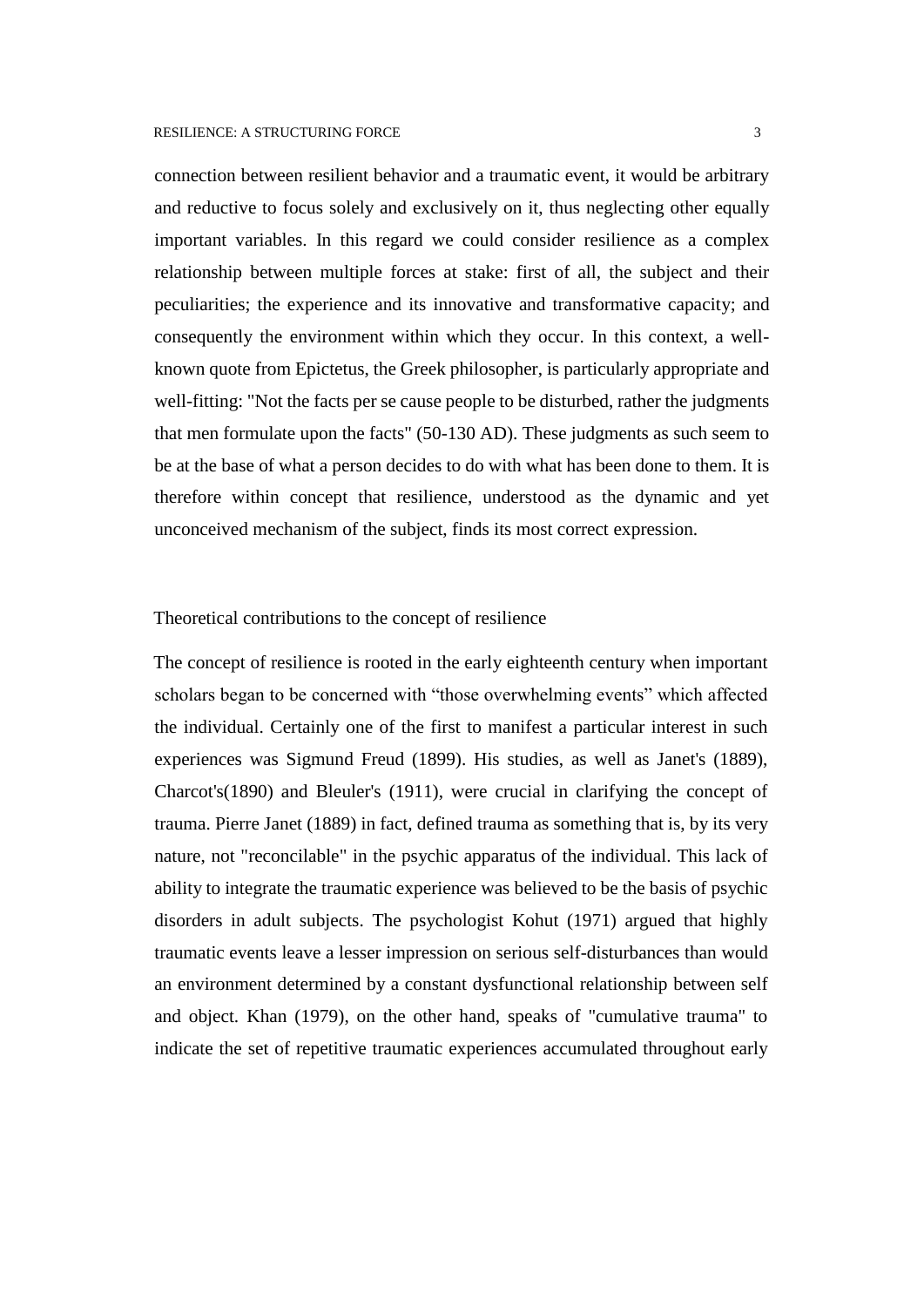connection between resilient behavior and a traumatic event, it would be arbitrary and reductive to focus solely and exclusively on it, thus neglecting other equally important variables. In this regard we could consider resilience as a complex relationship between multiple forces at stake: first of all, the subject and their peculiarities; the experience and its innovative and transformative capacity; and consequently the environment within which they occur. In this context, a well-known quote from Epictetus, the Greek philosopher, is particularly appropriate and well-fitting: "Not the facts per se cause people to be disturbed, rather the judgments that men formulate upon the facts" (50-130 AD). These judgments as such seem to be at the base of what a person decides to do with what has been done to them. It is therefore within concept that resilience, understood as the dynamic and yet unconceived mechanism of the subject, finds its most correct expression.

## Theoretical contributions to the concept of resilience

The concept of resilience is rooted in the early eighteenth century when important scholars began to be concerned with "those overwhelming events" which affected the individual. Certainly one of the first to manifest a particular interest in such experiences was Sigmund Freud (1899). His studies, as well as Janet's (1889), Charcot's(1890) and Bleuler's (1911), were crucial in clarifying the concept of trauma. Pierre Janet (1889) in fact, defined trauma as something that is, by its very nature, not "reconcilable" in the psychic apparatus of the individual. This lack of ability to integrate the traumatic experience was believed to be the basis of psychic disorders in adult subjects. The psychologist Kohut (1971) argued that highly traumatic events leave a lesser impression on serious self-disturbances than would an environment determined by a constant dysfunctional relationship between self and object. Khan (1979), on the other hand, speaks of "cumulative trauma" to indicate the set of repetitive traumatic experiences accumulated throughout early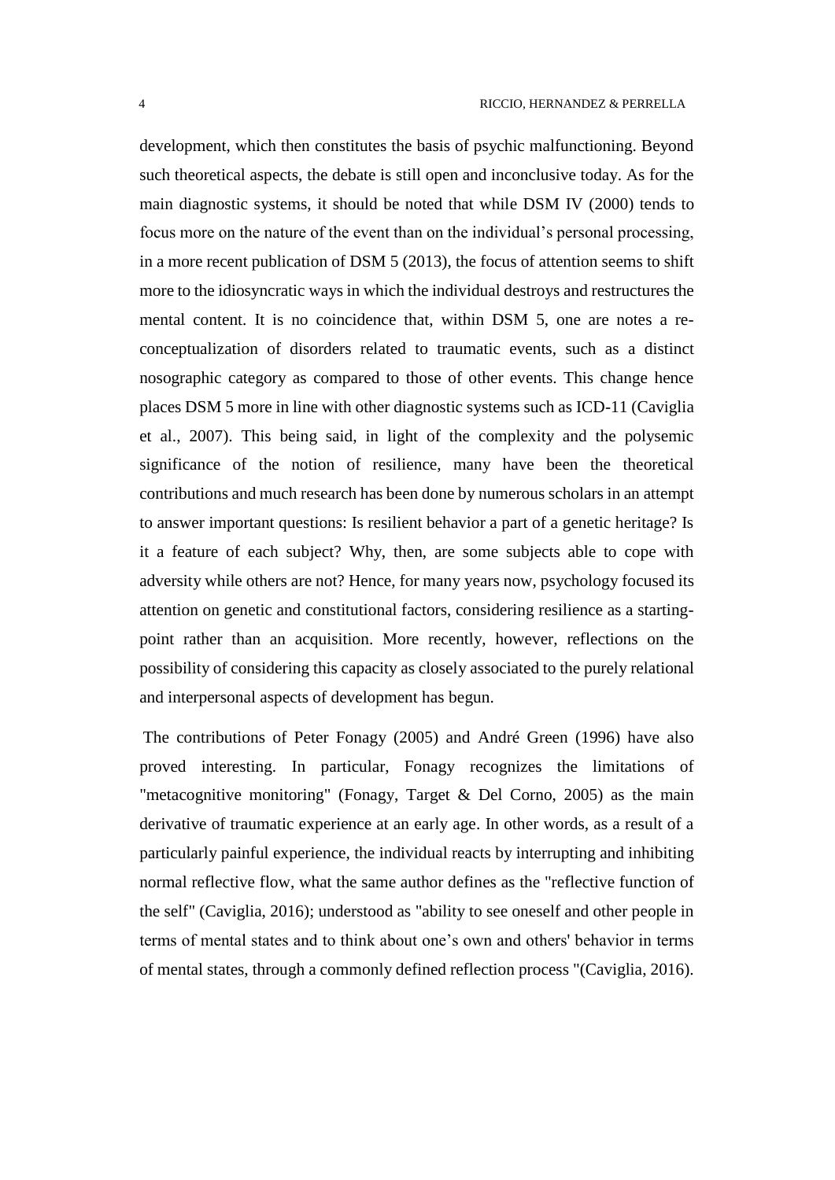development, which then constitutes the basis of psychic malfunctioning. Beyond such theoretical aspects, the debate is still open and inconclusive today. As for the main diagnostic systems, it should be noted that while DSM IV (2000) tends to focus more on the nature of the event than on the individual's personal processing, in a more recent publication of DSM 5 (2013), the focus of attention seems to shift more to the idiosyncratic ways in which the individual destroys and restructures the mental content. It is no coincidence that, within DSM 5, one are notes a re-conceptualization of disorders related to traumatic events, such as a distinct nosographic category as compared to those of other events. This change hence places DSM 5 more in line with other diagnostic systems such as ICD-11 (Caviglia et al., 2007). This being said, in light of the complexity and the polysemic significance of the notion of resilience, many have been the theoretical contributions and much research has been done by numerous scholars in an attempt to answer important questions: Is resilient behavior a part of a genetic heritage? Is it a feature of each subject? Why, then, are some subjects able to cope with adversity while others are not? Hence, for many years now, psychology focused its attention on genetic and constitutional factors, considering resilience as a starting-point rather than an acquisition. More recently, however, reflections on the possibility of considering this capacity as closely associated to the purely relational and interpersonal aspects of development has begun.

The contributions of Peter Fonagy (2005) and André Green (1996) have also proved interesting. In particular, Fonagy recognizes the limitations of "metacognitive monitoring" (Fonagy, Target & Del Corno, 2005) as the main derivative of traumatic experience at an early age. In other words, as a result of a particularly painful experience, the individual reacts by interrupting and inhibiting normal reflective flow, what the same author defines as the "reflective function of the self" (Caviglia, 2016); understood as "ability to see oneself and other people in terms of mental states and to think about one's own and others' behavior in terms of mental states, through a commonly defined reflection process "(Caviglia, 2016).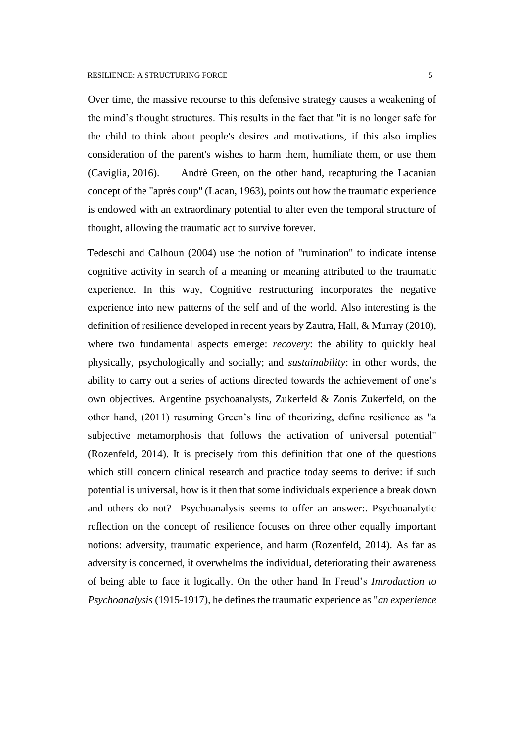Over time, the massive recourse to this defensive strategy causes a weakening of the mind's thought structures. This results in the fact that "it is no longer safe for the child to think about people's desires and motivations, if this also implies consideration of the parent's wishes to harm them, humiliate them, or use them (Caviglia, 2016). Andrè Green, on the other hand, recapturing the Lacanian concept of the "après coup" (Lacan, 1963), points out how the traumatic experience is endowed with an extraordinary potential to alter even the temporal structure of thought, allowing the traumatic act to survive forever.

Tedeschi and Calhoun (2004) use the notion of "rumination" to indicate intense cognitive activity in search of a meaning or meaning attributed to the traumatic experience. In this way, Cognitive restructuring incorporates the negative experience into new patterns of the self and of the world. Also interesting is the definition of resilience developed in recent years by Zautra, Hall, & Murray (2010), where two fundamental aspects emerge: *recovery*: the ability to quickly heal physically, psychologically and socially; and *sustainability*: in other words, the ability to carry out a series of actions directed towards the achievement of one's own objectives. Argentine psychoanalysts, Zukerfeld & Zonis Zukerfeld, on the other hand, (2011) resuming Green's line of theorizing, define resilience as "a subjective metamorphosis that follows the activation of universal potential" (Rozenfeld, 2014). It is precisely from this definition that one of the questions which still concern clinical research and practice today seems to derive: if such potential is universal, how is it then that some individuals experience a break down and others do not? Psychoanalysis seems to offer an answer:. Psychoanalytic reflection on the concept of resilience focuses on three other equally important notions: adversity, traumatic experience, and harm (Rozenfeld, 2014). As far as adversity is concerned, it overwhelms the individual, deteriorating their awareness of being able to face it logically. On the other hand In Freud's *Introduction to Psychoanalysis* (1915-1917), he defines the traumatic experience as "*an experience*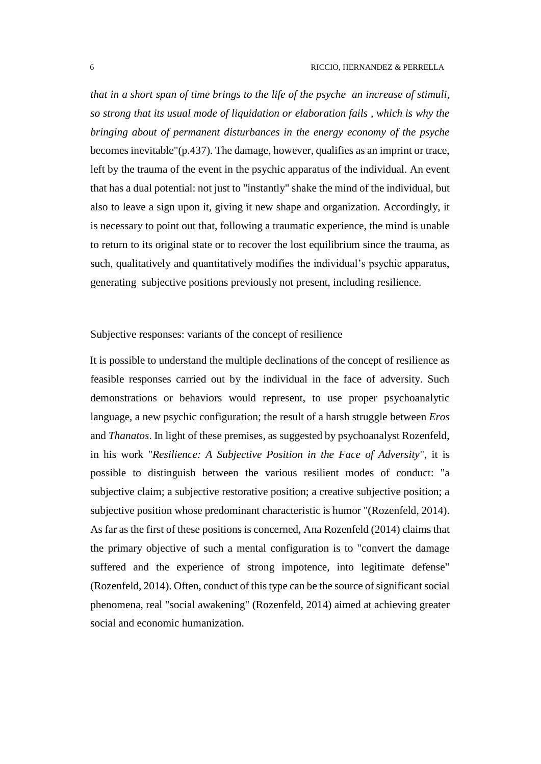*that in a short span of time brings to the life of the psyche an increase of stimuli, so strong that its usual mode of liquidation or elaboration fails , which is why the bringing about of permanent disturbances in the energy economy of the psyche* becomes inevitable"(p.437). The damage, however, qualifies as an imprint or trace, left by the trauma of the event in the psychic apparatus of the individual. An event that has a dual potential: not just to "instantly" shake the mind of the individual, but also to leave a sign upon it, giving it new shape and organization. Accordingly, it is necessary to point out that, following a traumatic experience, the mind is unable to return to its original state or to recover the lost equilibrium since the trauma, as such, qualitatively and quantitatively modifies the individual's psychic apparatus, generating subjective positions previously not present, including resilience.

## Subjective responses: variants of the concept of resilience

It is possible to understand the multiple declinations of the concept of resilience as feasible responses carried out by the individual in the face of adversity. Such demonstrations or behaviors would represent, to use proper psychoanalytic language, a new psychic configuration; the result of a harsh struggle between *Eros* and *Thanatos*. In light of these premises, as suggested by psychoanalyst Rozenfeld, in his work "*Resilience: A Subjective Position in the Face of Adversity*", it is possible to distinguish between the various resilient modes of conduct: "a subjective claim; a subjective restorative position; a creative subjective position; a subjective position whose predominant characteristic is humor "(Rozenfeld, 2014). As far as the first of these positions is concerned, Ana Rozenfeld (2014) claims that the primary objective of such a mental configuration is to "convert the damage suffered and the experience of strong impotence, into legitimate defense" (Rozenfeld, 2014). Often, conduct of this type can be the source of significant social phenomena, real "social awakening" (Rozenfeld, 2014) aimed at achieving greater social and economic humanization.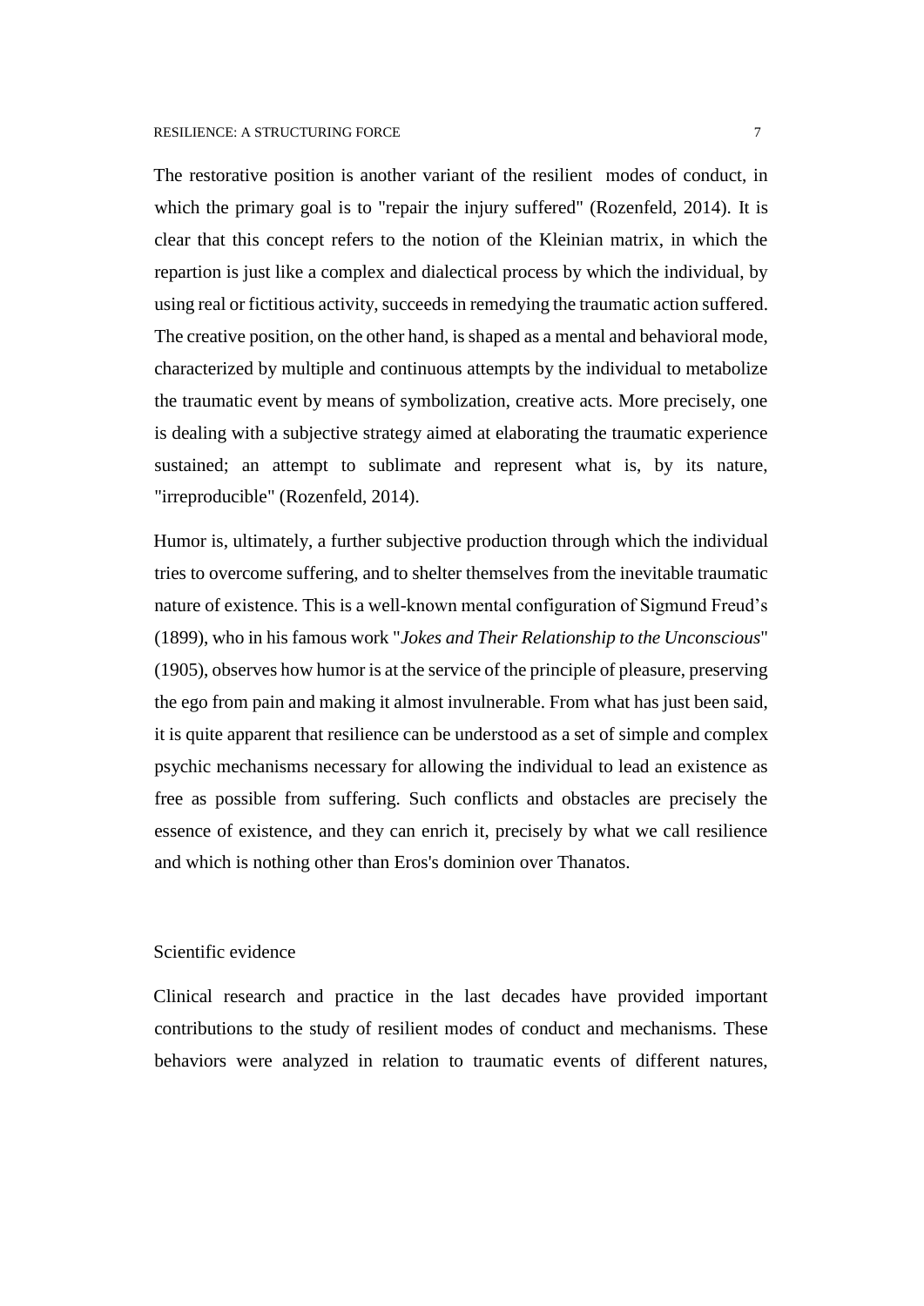The restorative position is another variant of the resilient modes of conduct, in which the primary goal is to "repair the injury suffered" (Rozenfeld, 2014). It is clear that this concept refers to the notion of the Kleinian matrix, in which the repartion is just like a complex and dialectical process by which the individual, by using real or fictitious activity, succeeds in remedying the traumatic action suffered. The creative position, on the other hand, is shaped as a mental and behavioral mode, characterized by multiple and continuous attempts by the individual to metabolize the traumatic event by means of symbolization, creative acts. More precisely, one is dealing with a subjective strategy aimed at elaborating the traumatic experience sustained; an attempt to sublimate and represent what is, by its nature, "irreproducible" (Rozenfeld, 2014).

Humor is, ultimately, a further subjective production through which the individual tries to overcome suffering, and to shelter themselves from the inevitable traumatic nature of existence. This is a well-known mental configuration of Sigmund Freud's (1899), who in his famous work "*Jokes and Their Relationship to the Unconscious*" (1905), observes how humor is at the service of the principle of pleasure, preserving the ego from pain and making it almost invulnerable. From what has just been said, it is quite apparent that resilience can be understood as a set of simple and complex psychic mechanisms necessary for allowing the individual to lead an existence as free as possible from suffering. Such conflicts and obstacles are precisely the essence of existence, and they can enrich it, precisely by what we call resilience and which is nothing other than Eros's dominion over Thanatos.

## Scientific evidence

Clinical research and practice in the last decades have provided important contributions to the study of resilient modes of conduct and mechanisms. These behaviors were analyzed in relation to traumatic events of different natures,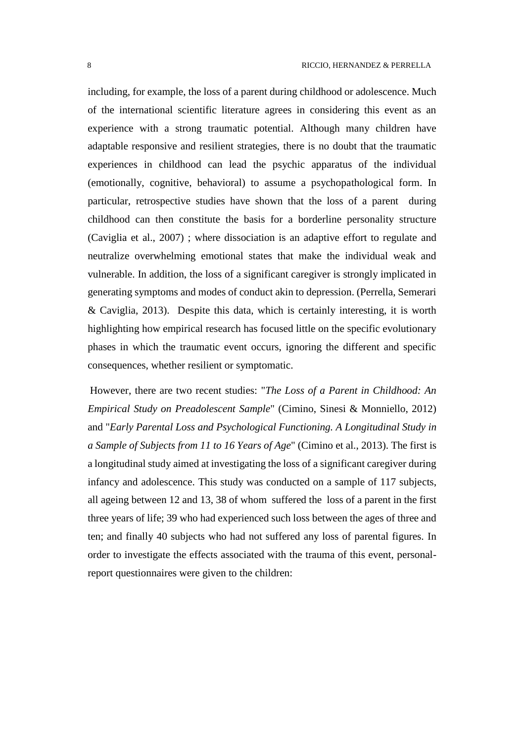including, for example, the loss of a parent during childhood or adolescence. Much of the international scientific literature agrees in considering this event as an experience with a strong traumatic potential. Although many children have adaptable responsive and resilient strategies, there is no doubt that the traumatic experiences in childhood can lead the psychic apparatus of the individual (emotionally, cognitive, behavioral) to assume a psychopathological form. In particular, retrospective studies have shown that the loss of a parent during childhood can then constitute the basis for a borderline personality structure (Caviglia et al., 2007) ; where dissociation is an adaptive effort to regulate and neutralize overwhelming emotional states that make the individual weak and vulnerable. In addition, the loss of a significant caregiver is strongly implicated in generating symptoms and modes of conduct akin to depression. (Perrella, Semerari & Caviglia, 2013). Despite this data, which is certainly interesting, it is worth highlighting how empirical research has focused little on the specific evolutionary phases in which the traumatic event occurs, ignoring the different and specific consequences, whether resilient or symptomatic.

However, there are two recent studies: "*The Loss of a Parent in Childhood: An Empirical Study on Preadolescent Sample*" (Cimino, Sinesi & Monniello, 2012) and "*Early Parental Loss and Psychological Functioning. A Longitudinal Study in a Sample of Subjects from 11 to 16 Years of Age*" (Cimino et al., 2013). The first is a longitudinal study aimed at investigating the loss of a significant caregiver during infancy and adolescence. This study was conducted on a sample of 117 subjects, all ageing between 12 and 13, 38 of whom suffered the loss of a parent in the first three years of life; 39 who had experienced such loss between the ages of three and ten; and finally 40 subjects who had not suffered any loss of parental figures. In order to investigate the effects associated with the trauma of this event, personal-report questionnaires were given to the children: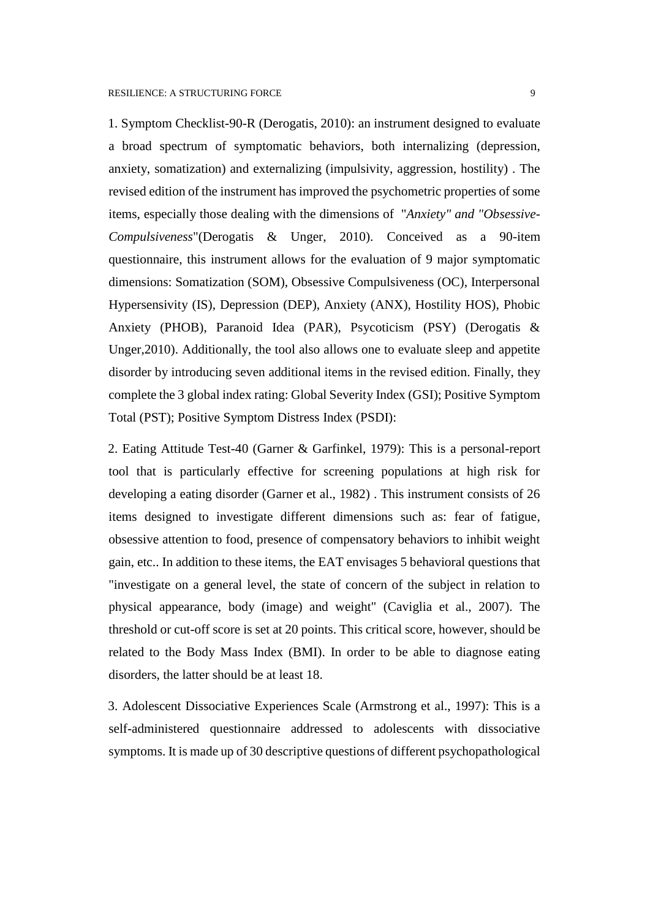1. Symptom Checklist-90-R (Derogatis, 2010): an instrument designed to evaluate a broad spectrum of symptomatic behaviors, both internalizing (depression, anxiety, somatization) and externalizing (impulsivity, aggression, hostility) . The revised edition of the instrument has improved the psychometric properties of some items, especially those dealing with the dimensions of "*Anxiety" and "Obsessive-Compulsiveness*"(Derogatis & Unger, 2010). Conceived as a 90-item questionnaire, this instrument allows for the evaluation of 9 major symptomatic dimensions: Somatization (SOM), Obsessive Compulsiveness (OC), Interpersonal Hypersensivity (IS), Depression (DEP), Anxiety (ANX), Hostility HOS), Phobic Anxiety (PHOB), Paranoid Idea (PAR), Psycoticism (PSY) (Derogatis & Unger,2010). Additionally, the tool also allows one to evaluate sleep and appetite disorder by introducing seven additional items in the revised edition. Finally, they complete the 3 global index rating: Global Severity Index (GSI); Positive Symptom Total (PST); Positive Symptom Distress Index (PSDI):

2. Eating Attitude Test-40 (Garner & Garfinkel, 1979): This is a personal-report tool that is particularly effective for screening populations at high risk for developing a eating disorder (Garner et al., 1982) . This instrument consists of 26 items designed to investigate different dimensions such as: fear of fatigue, obsessive attention to food, presence of compensatory behaviors to inhibit weight gain, etc.. In addition to these items, the EAT envisages 5 behavioral questions that "investigate on a general level, the state of concern of the subject in relation to physical appearance, body (image) and weight" (Caviglia et al., 2007). The threshold or cut-off score is set at 20 points. This critical score, however, should be related to the Body Mass Index (BMI). In order to be able to diagnose eating disorders, the latter should be at least 18.

3. Adolescent Dissociative Experiences Scale (Armstrong et al., 1997): This is a self-administered questionnaire addressed to adolescents with dissociative symptoms. It is made up of 30 descriptive questions of different psychopathological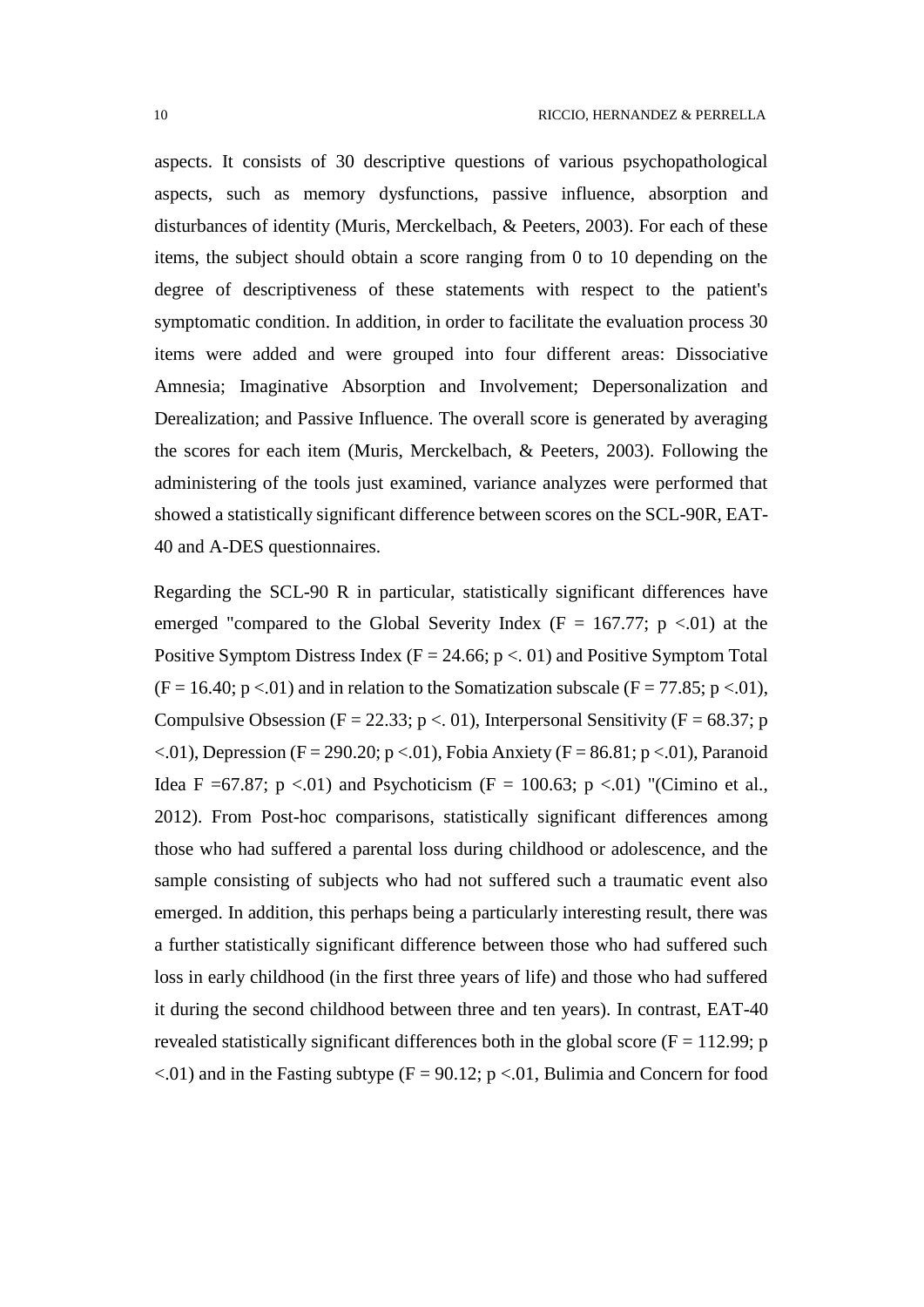aspects. It consists of 30 descriptive questions of various psychopathological aspects, such as memory dysfunctions, passive influence, absorption and disturbances of identity (Muris, Merckelbach, & Peeters, 2003). For each of these items, the subject should obtain a score ranging from 0 to 10 depending on the degree of descriptiveness of these statements with respect to the patient's symptomatic condition. In addition, in order to facilitate the evaluation process 30 items were added and were grouped into four different areas: Dissociative Amnesia; Imaginative Absorption and Involvement; Depersonalization and Derealization; and Passive Influence. The overall score is generated by averaging the scores for each item (Muris, Merckelbach, & Peeters, 2003). Following the administering of the tools just examined, variance analyzes were performed that showed a statistically significant difference between scores on the SCL-90R, EAT-40 and A-DES questionnaires.

Regarding the SCL-90 R in particular, statistically significant differences have emerged "compared to the Global Severity Index ($F = 167.77$; $p < .01$) at the Positive Symptom Distress Index ($F = 24.66$; $p < .01$) and Positive Symptom Total ($F = 16.40$; $p < .01$) and in relation to the Somatization subscale ($F = 77.85$; $p < .01$), Compulsive Obsession ($F = 22.33$; $p < .01$), Interpersonal Sensitivity ($F = 68.37$; $p < .01$), Depression ($F = 290.20$; $p < .01$), Fobia Anxiety ($F = 86.81$; $p < .01$), Paranoid Idea $F = 67.87$; $p < .01$) and Psychoticism ($F = 100.63$; $p < .01$) "(Cimino et al., 2012). From Post-hoc comparisons, statistically significant differences among those who had suffered a parental loss during childhood or adolescence, and the sample consisting of subjects who had not suffered such a traumatic event also emerged. In addition, this perhaps being a particularly interesting result, there was a further statistically significant difference between those who had suffered such loss in early childhood (in the first three years of life) and those who had suffered it during the second childhood between three and ten years). In contrast, EAT-40 revealed statistically significant differences both in the global score ($F = 112.99$; $p < .01$) and in the Fasting subtype ($F = 90.12$; $p < .01$, Bulimia and Concern for food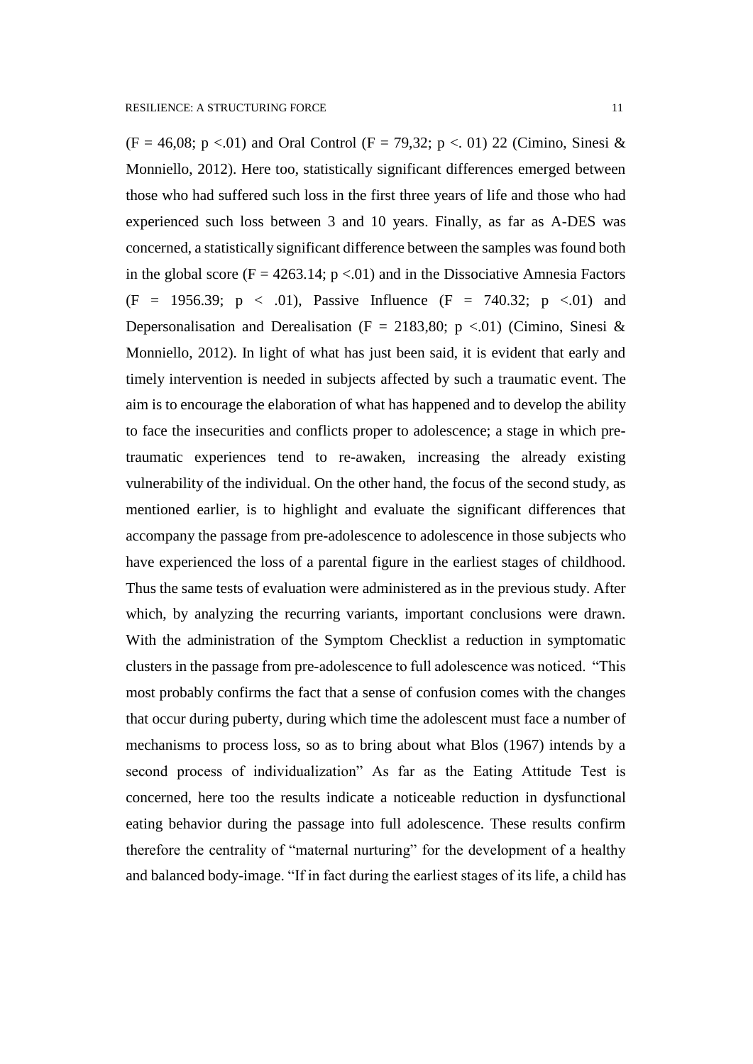($F = 46{,}08$; $p < .01$) and Oral Control ($F = 79{,}32$; $p < .01$) 22 (Cimino, Sinesi & Monniello, 2012). Here too, statistically significant differences emerged between those who had suffered such loss in the first three years of life and those who had experienced such loss between 3 and 10 years. Finally, as far as A-DES was concerned, a statistically significant difference between the samples was found both in the global score ($F = 4263.14$; $p < .01$) and in the Dissociative Amnesia Factors ($F = 1956.39$; $p < .01$), Passive Influence ($F = 740.32$; $p < .01$) and Depersonalisation and Derealisation ($F = 2183{,}80$; $p < .01$) (Cimino, Sinesi & Monniello, 2012). In light of what has just been said, it is evident that early and timely intervention is needed in subjects affected by such a traumatic event. The aim is to encourage the elaboration of what has happened and to develop the ability to face the insecurities and conflicts proper to adolescence; a stage in which pre-traumatic experiences tend to re-awaken, increasing the already existing vulnerability of the individual. On the other hand, the focus of the second study, as mentioned earlier, is to highlight and evaluate the significant differences that accompany the passage from pre-adolescence to adolescence in those subjects who have experienced the loss of a parental figure in the earliest stages of childhood. Thus the same tests of evaluation were administered as in the previous study. After which, by analyzing the recurring variants, important conclusions were drawn. With the administration of the Symptom Checklist a reduction in symptomatic clusters in the passage from pre-adolescence to full adolescence was noticed. "This most probably confirms the fact that a sense of confusion comes with the changes that occur during puberty, during which time the adolescent must face a number of mechanisms to process loss, so as to bring about what Blos (1967) intends by a second process of individualization" As far as the Eating Attitude Test is concerned, here too the results indicate a noticeable reduction in dysfunctional eating behavior during the passage into full adolescence. These results confirm therefore the centrality of "maternal nurturing" for the development of a healthy and balanced body-image. "If in fact during the earliest stages of its life, a child has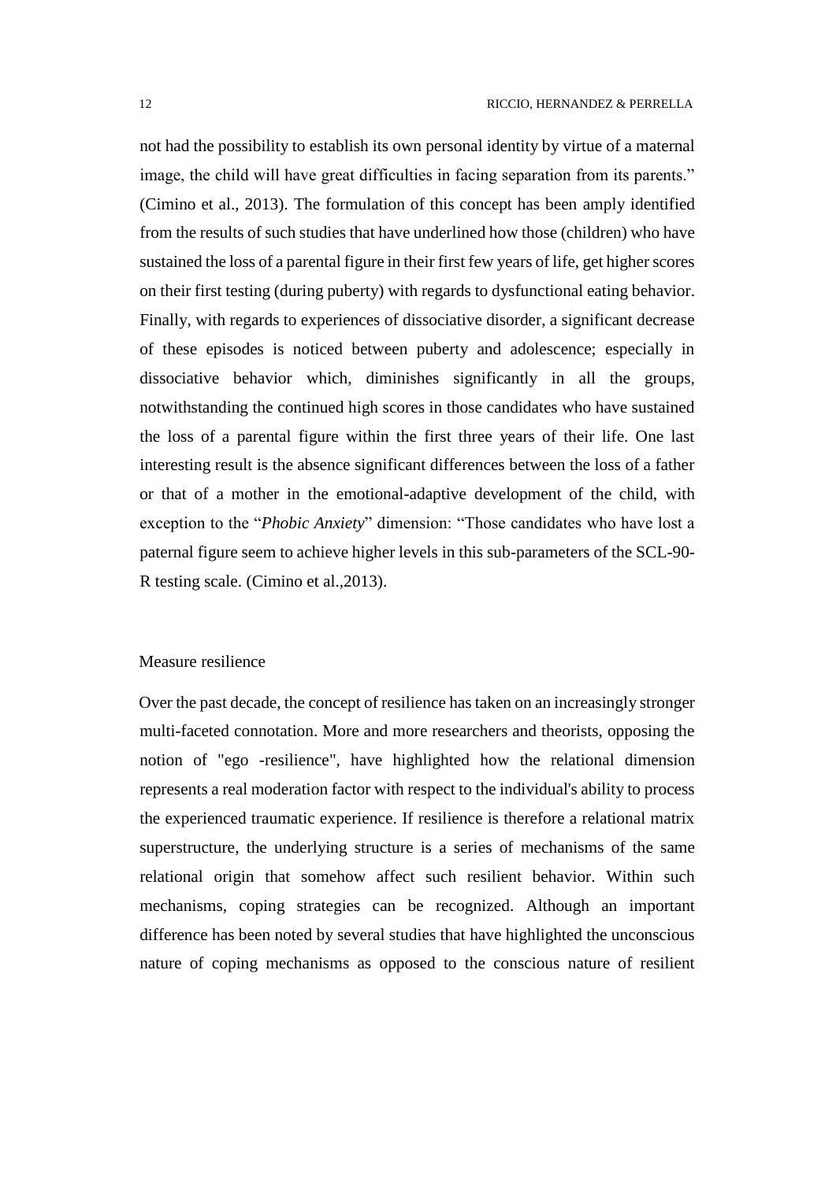not had the possibility to establish its own personal identity by virtue of a maternal image, the child will have great difficulties in facing separation from its parents." (Cimino et al., 2013). The formulation of this concept has been amply identified from the results of such studies that have underlined how those (children) who have sustained the loss of a parental figure in their first few years of life, get higher scores on their first testing (during puberty) with regards to dysfunctional eating behavior. Finally, with regards to experiences of dissociative disorder, a significant decrease of these episodes is noticed between puberty and adolescence; especially in dissociative behavior which, diminishes significantly in all the groups, notwithstanding the continued high scores in those candidates who have sustained the loss of a parental figure within the first three years of their life. One last interesting result is the absence significant differences between the loss of a father or that of a mother in the emotional-adaptive development of the child, with exception to the "*Phobic Anxiety*" dimension: "Those candidates who have lost a paternal figure seem to achieve higher levels in this sub-parameters of the SCL-90-R testing scale. (Cimino et al.,2013).

## Measure resilience

Over the past decade, the concept of resilience has taken on an increasingly stronger multi-faceted connotation. More and more researchers and theorists, opposing the notion of "ego -resilience", have highlighted how the relational dimension represents a real moderation factor with respect to the individual's ability to process the experienced traumatic experience. If resilience is therefore a relational matrix superstructure, the underlying structure is a series of mechanisms of the same relational origin that somehow affect such resilient behavior. Within such mechanisms, coping strategies can be recognized. Although an important difference has been noted by several studies that have highlighted the unconscious nature of coping mechanisms as opposed to the conscious nature of resilient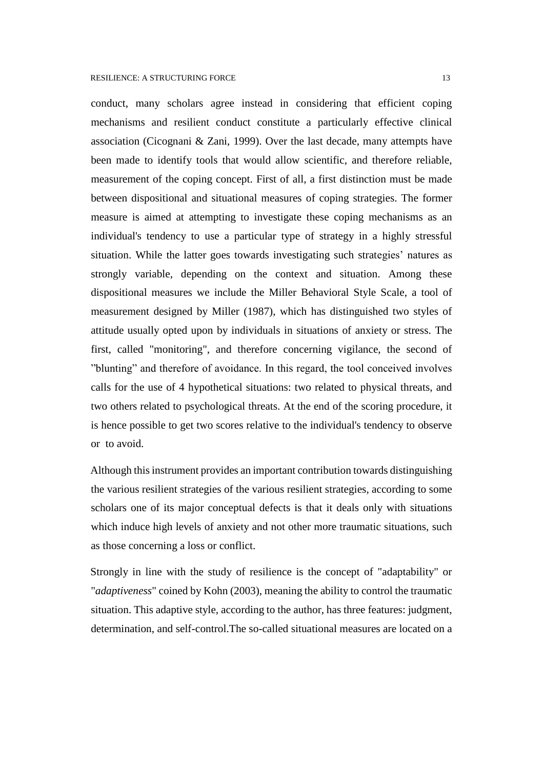conduct, many scholars agree instead in considering that efficient coping mechanisms and resilient conduct constitute a particularly effective clinical association (Cicognani & Zani, 1999). Over the last decade, many attempts have been made to identify tools that would allow scientific, and therefore reliable, measurement of the coping concept. First of all, a first distinction must be made between dispositional and situational measures of coping strategies. The former measure is aimed at attempting to investigate these coping mechanisms as an individual's tendency to use a particular type of strategy in a highly stressful situation. While the latter goes towards investigating such strategies' natures as strongly variable, depending on the context and situation. Among these dispositional measures we include the Miller Behavioral Style Scale, a tool of measurement designed by Miller (1987), which has distinguished two styles of attitude usually opted upon by individuals in situations of anxiety or stress. The first, called "monitoring", and therefore concerning vigilance, the second of "blunting" and therefore of avoidance. In this regard, the tool conceived involves calls for the use of 4 hypothetical situations: two related to physical threats, and two others related to psychological threats. At the end of the scoring procedure, it is hence possible to get two scores relative to the individual's tendency to observe or to avoid.

Although this instrument provides an important contribution towards distinguishing the various resilient strategies of the various resilient strategies, according to some scholars one of its major conceptual defects is that it deals only with situations which induce high levels of anxiety and not other more traumatic situations, such as those concerning a loss or conflict.

Strongly in line with the study of resilience is the concept of "adaptability" or "*adaptiveness*" coined by Kohn (2003), meaning the ability to control the traumatic situation. This adaptive style, according to the author, has three features: judgment, determination, and self-control.The so-called situational measures are located on a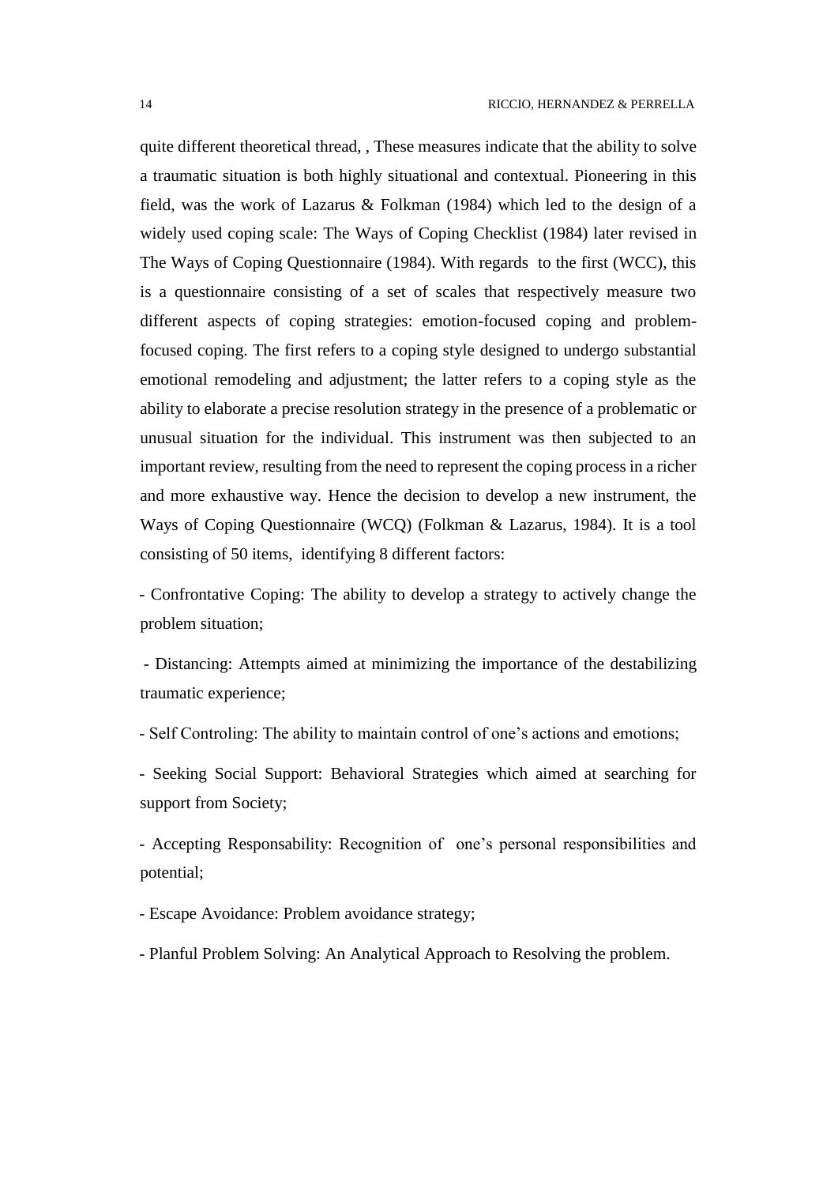quite different theoretical thread, , These measures indicate that the ability to solve a traumatic situation is both highly situational and contextual. Pioneering in this field, was the work of Lazarus & Folkman (1984) which led to the design of a widely used coping scale: The Ways of Coping Checklist (1984) later revised in The Ways of Coping Questionnaire (1984). With regards to the first (WCC), this is a questionnaire consisting of a set of scales that respectively measure two different aspects of coping strategies: emotion-focused coping and problem-focused coping. The first refers to a coping style designed to undergo substantial emotional remodeling and adjustment; the latter refers to a coping style as the ability to elaborate a precise resolution strategy in the presence of a problematic or unusual situation for the individual. This instrument was then subjected to an important review, resulting from the need to represent the coping process in a richer and more exhaustive way. Hence the decision to develop a new instrument, the Ways of Coping Questionnaire (WCQ) (Folkman & Lazarus, 1984). It is a tool consisting of 50 items, identifying 8 different factors:

- Confrontative Coping: The ability to develop a strategy to actively change the problem situation;

- Distancing: Attempts aimed at minimizing the importance of the destabilizing traumatic experience;

- Self Controling: The ability to maintain control of one's actions and emotions;

- Seeking Social Support: Behavioral Strategies which aimed at searching for support from Society;

- Accepting Responsability: Recognition of one's personal responsibilities and potential;

- Escape Avoidance: Problem avoidance strategy;

- Planful Problem Solving: An Analytical Approach to Resolving the problem.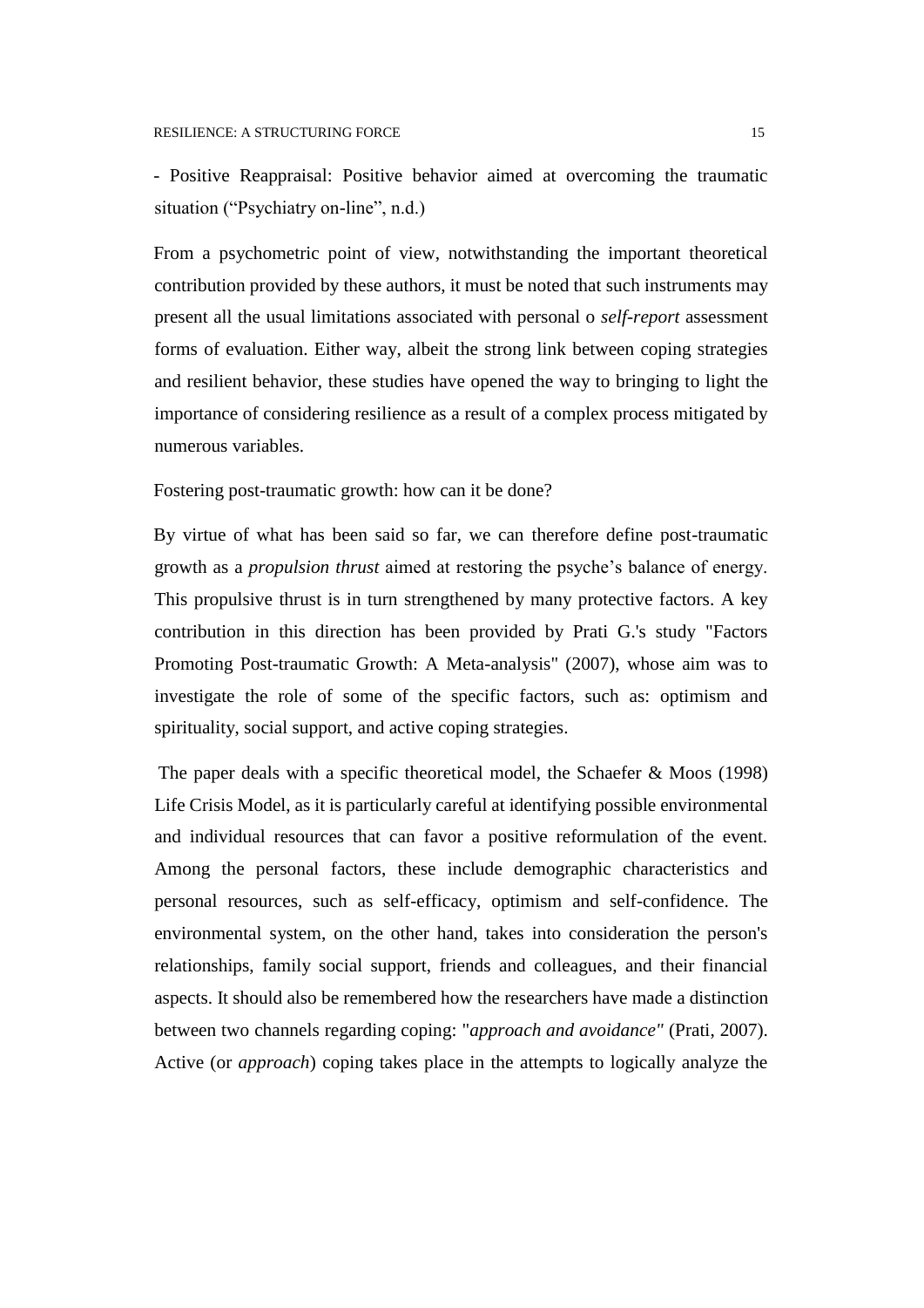- Positive Reappraisal: Positive behavior aimed at overcoming the traumatic situation ("Psychiatry on-line", n.d.)

From a psychometric point of view, notwithstanding the important theoretical contribution provided by these authors, it must be noted that such instruments may present all the usual limitations associated with personal o *self-report* assessment forms of evaluation. Either way, albeit the strong link between coping strategies and resilient behavior, these studies have opened the way to bringing to light the importance of considering resilience as a result of a complex process mitigated by numerous variables.

Fostering post-traumatic growth: how can it be done?

By virtue of what has been said so far, we can therefore define post-traumatic growth as a *propulsion thrust* aimed at restoring the psyche's balance of energy. This propulsive thrust is in turn strengthened by many protective factors. A key contribution in this direction has been provided by Prati G.'s study "Factors Promoting Post-traumatic Growth: A Meta-analysis" (2007), whose aim was to investigate the role of some of the specific factors, such as: optimism and spirituality, social support, and active coping strategies.

The paper deals with a specific theoretical model, the Schaefer & Moos (1998) Life Crisis Model, as it is particularly careful at identifying possible environmental and individual resources that can favor a positive reformulation of the event. Among the personal factors, these include demographic characteristics and personal resources, such as self-efficacy, optimism and self-confidence. The environmental system, on the other hand, takes into consideration the person's relationships, family social support, friends and colleagues, and their financial aspects. It should also be remembered how the researchers have made a distinction between two channels regarding coping: "*approach and avoidance"* (Prati, 2007). Active (or *approach*) coping takes place in the attempts to logically analyze the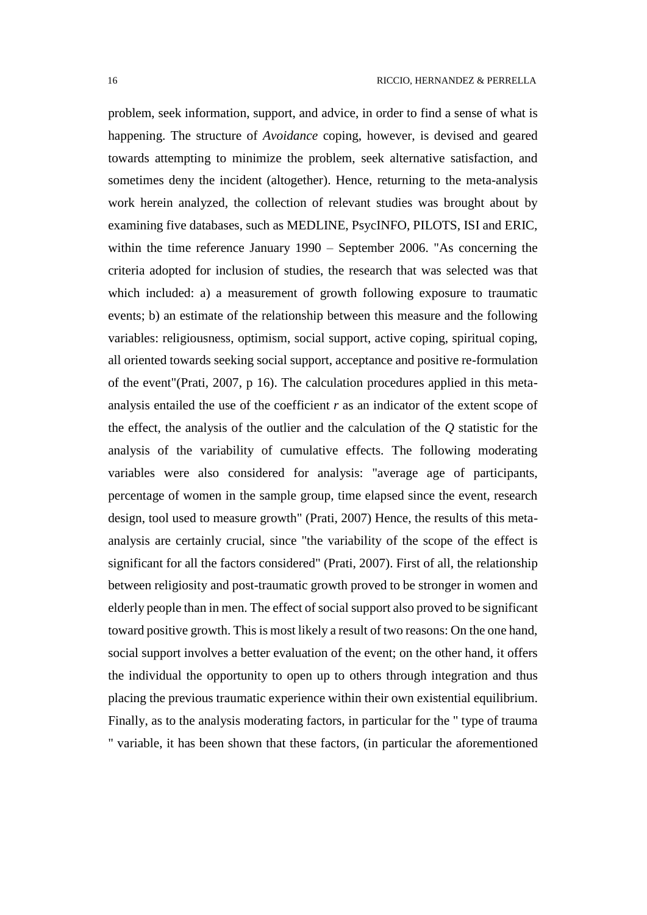problem, seek information, support, and advice, in order to find a sense of what is happening. The structure of *Avoidance* coping, however, is devised and geared towards attempting to minimize the problem, seek alternative satisfaction, and sometimes deny the incident (altogether). Hence, returning to the meta-analysis work herein analyzed, the collection of relevant studies was brought about by examining five databases, such as MEDLINE, PsycINFO, PILOTS, ISI and ERIC, within the time reference January 1990 – September 2006. "As concerning the criteria adopted for inclusion of studies, the research that was selected was that which included: a) a measurement of growth following exposure to traumatic events; b) an estimate of the relationship between this measure and the following variables: religiousness, optimism, social support, active coping, spiritual coping, all oriented towards seeking social support, acceptance and positive re-formulation of the event"(Prati, 2007, p 16). The calculation procedures applied in this meta-analysis entailed the use of the coefficient *r* as an indicator of the extent scope of the effect, the analysis of the outlier and the calculation of the *Q* statistic for the analysis of the variability of cumulative effects. The following moderating variables were also considered for analysis: "average age of participants, percentage of women in the sample group, time elapsed since the event, research design, tool used to measure growth" (Prati, 2007) Hence, the results of this meta-analysis are certainly crucial, since "the variability of the scope of the effect is significant for all the factors considered" (Prati, 2007). First of all, the relationship between religiosity and post-traumatic growth proved to be stronger in women and elderly people than in men. The effect of social support also proved to be significant toward positive growth. This is most likely a result of two reasons: On the one hand, social support involves a better evaluation of the event; on the other hand, it offers the individual the opportunity to open up to others through integration and thus placing the previous traumatic experience within their own existential equilibrium. Finally, as to the analysis moderating factors, in particular for the " type of trauma " variable, it has been shown that these factors, (in particular the aforementioned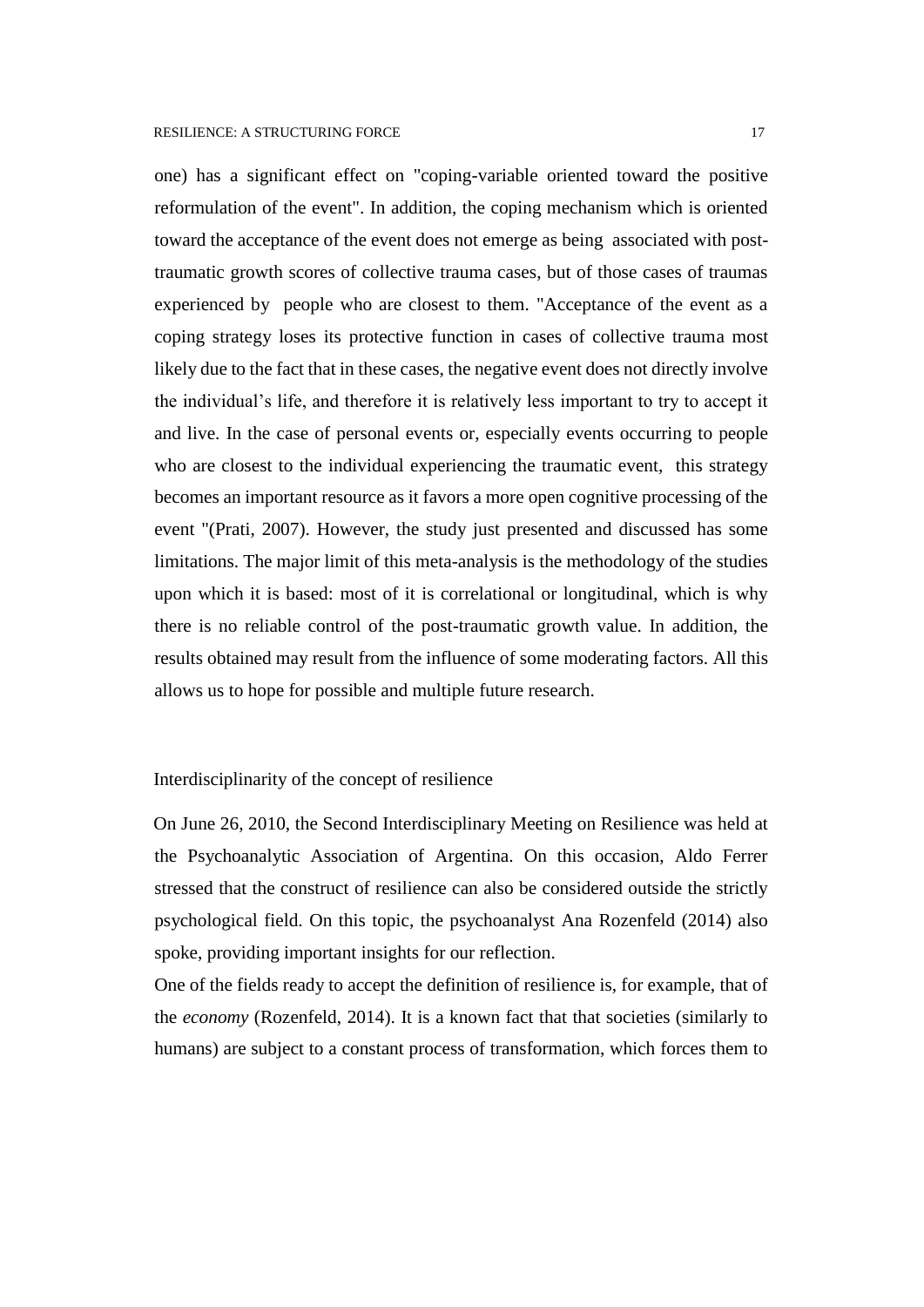one) has a significant effect on "coping-variable oriented toward the positive reformulation of the event". In addition, the coping mechanism which is oriented toward the acceptance of the event does not emerge as being associated with post-traumatic growth scores of collective trauma cases, but of those cases of traumas experienced by people who are closest to them. "Acceptance of the event as a coping strategy loses its protective function in cases of collective trauma most likely due to the fact that in these cases, the negative event does not directly involve the individual's life, and therefore it is relatively less important to try to accept it and live. In the case of personal events or, especially events occurring to people who are closest to the individual experiencing the traumatic event, this strategy becomes an important resource as it favors a more open cognitive processing of the event "(Prati, 2007). However, the study just presented and discussed has some limitations. The major limit of this meta-analysis is the methodology of the studies upon which it is based: most of it is correlational or longitudinal, which is why there is no reliable control of the post-traumatic growth value. In addition, the results obtained may result from the influence of some moderating factors. All this allows us to hope for possible and multiple future research.

## Interdisciplinarity of the concept of resilience

On June 26, 2010, the Second Interdisciplinary Meeting on Resilience was held at the Psychoanalytic Association of Argentina. On this occasion, Aldo Ferrer stressed that the construct of resilience can also be considered outside the strictly psychological field. On this topic, the psychoanalyst Ana Rozenfeld (2014) also spoke, providing important insights for our reflection.

One of the fields ready to accept the definition of resilience is, for example, that of the *economy* (Rozenfeld, 2014). It is a known fact that that societies (similarly to humans) are subject to a constant process of transformation, which forces them to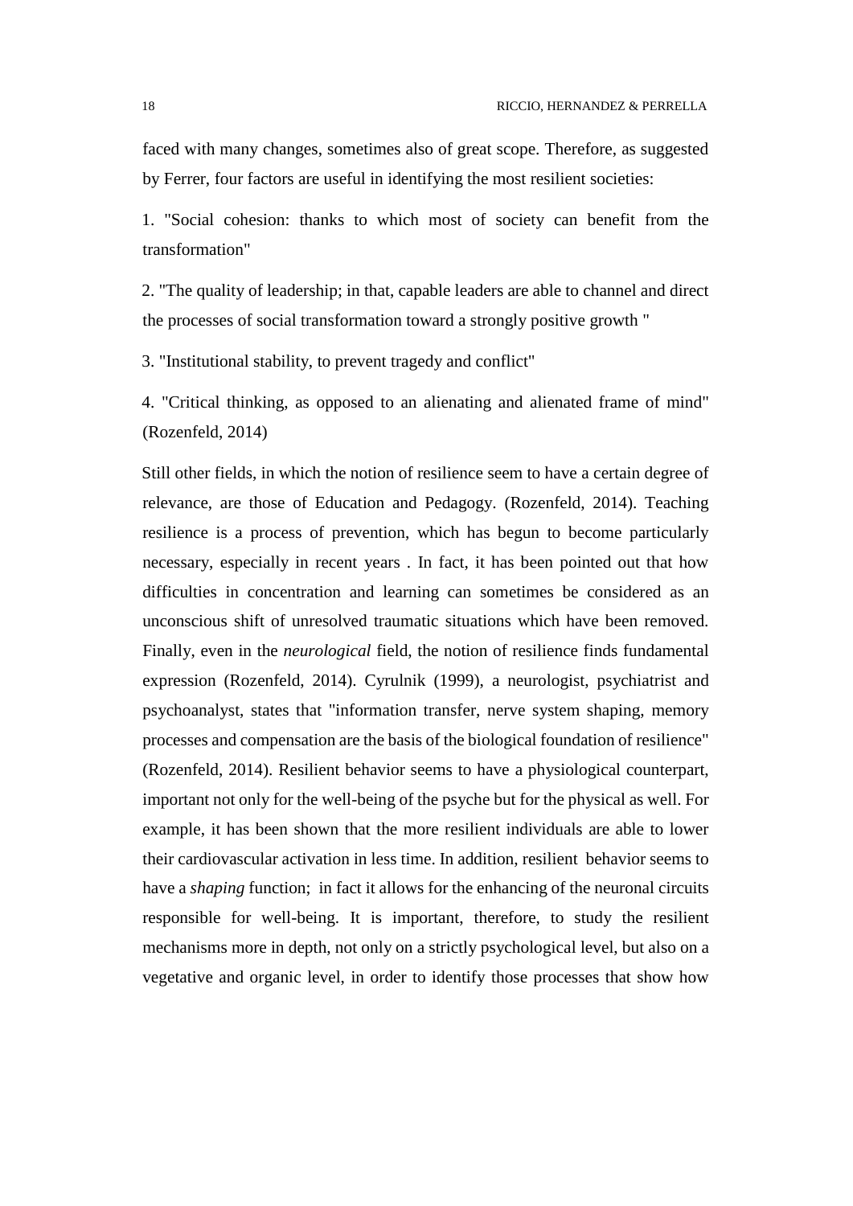faced with many changes, sometimes also of great scope. Therefore, as suggested by Ferrer, four factors are useful in identifying the most resilient societies:

1. "Social cohesion: thanks to which most of society can benefit from the transformation"

2. "The quality of leadership; in that, capable leaders are able to channel and direct the processes of social transformation toward a strongly positive growth "

3. "Institutional stability, to prevent tragedy and conflict"

4. "Critical thinking, as opposed to an alienating and alienated frame of mind" (Rozenfeld, 2014)

Still other fields, in which the notion of resilience seem to have a certain degree of relevance, are those of Education and Pedagogy. (Rozenfeld, 2014). Teaching resilience is a process of prevention, which has begun to become particularly necessary, especially in recent years . In fact, it has been pointed out that how difficulties in concentration and learning can sometimes be considered as an unconscious shift of unresolved traumatic situations which have been removed. Finally, even in the *neurological* field, the notion of resilience finds fundamental expression (Rozenfeld, 2014). Cyrulnik (1999), a neurologist, psychiatrist and psychoanalyst, states that "information transfer, nerve system shaping, memory processes and compensation are the basis of the biological foundation of resilience" (Rozenfeld, 2014). Resilient behavior seems to have a physiological counterpart, important not only for the well-being of the psyche but for the physical as well. For example, it has been shown that the more resilient individuals are able to lower their cardiovascular activation in less time. In addition, resilient behavior seems to have a *shaping* function; in fact it allows for the enhancing of the neuronal circuits responsible for well-being. It is important, therefore, to study the resilient mechanisms more in depth, not only on a strictly psychological level, but also on a vegetative and organic level, in order to identify those processes that show how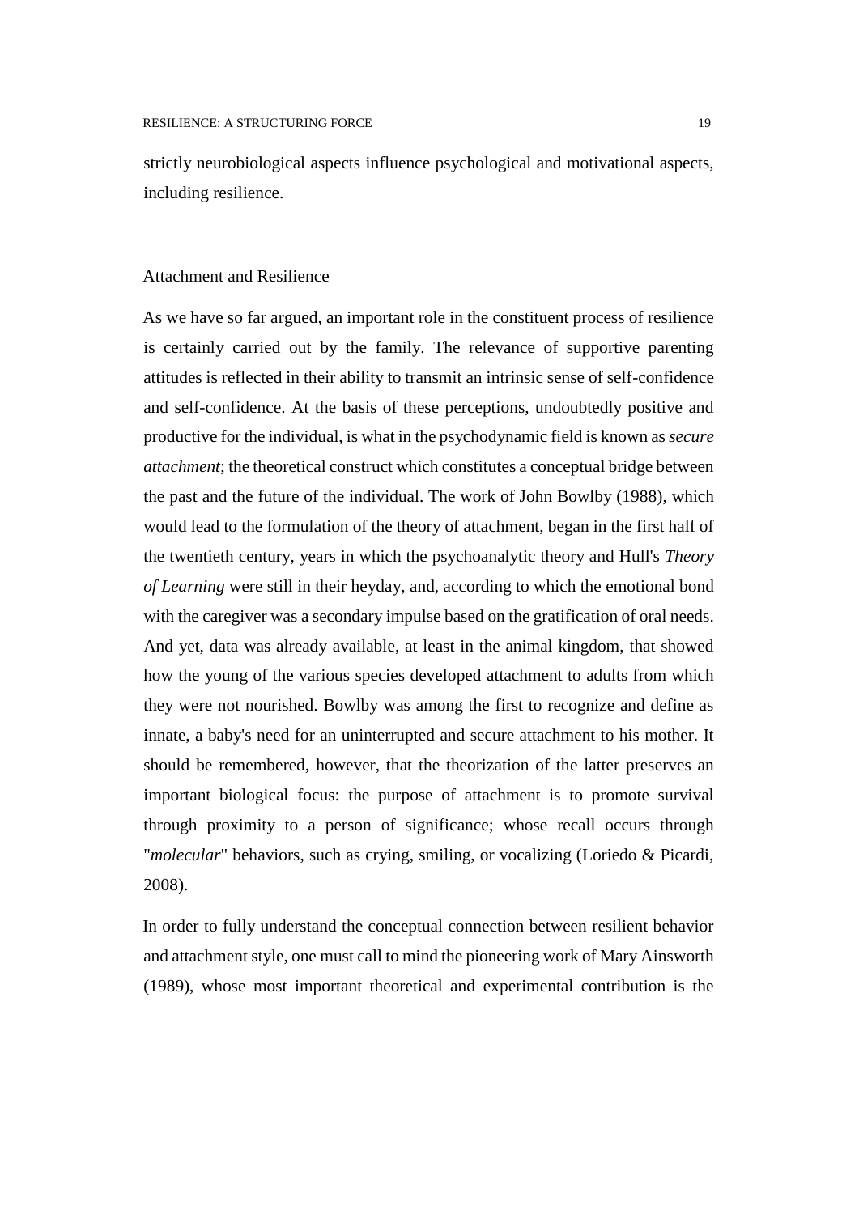strictly neurobiological aspects influence psychological and motivational aspects, including resilience.

## Attachment and Resilience

As we have so far argued, an important role in the constituent process of resilience is certainly carried out by the family. The relevance of supportive parenting attitudes is reflected in their ability to transmit an intrinsic sense of self-confidence and self-confidence. At the basis of these perceptions, undoubtedly positive and productive for the individual, is what in the psychodynamic field is known as *secure attachment*; the theoretical construct which constitutes a conceptual bridge between the past and the future of the individual. The work of John Bowlby (1988), which would lead to the formulation of the theory of attachment, began in the first half of the twentieth century, years in which the psychoanalytic theory and Hull's *Theory of Learning* were still in their heyday, and, according to which the emotional bond with the caregiver was a secondary impulse based on the gratification of oral needs. And yet, data was already available, at least in the animal kingdom, that showed how the young of the various species developed attachment to adults from which they were not nourished. Bowlby was among the first to recognize and define as innate, a baby's need for an uninterrupted and secure attachment to his mother. It should be remembered, however, that the theorization of the latter preserves an important biological focus: the purpose of attachment is to promote survival through proximity to a person of significance; whose recall occurs through "*molecular*" behaviors, such as crying, smiling, or vocalizing (Loriedo & Picardi, 2008).

In order to fully understand the conceptual connection between resilient behavior and attachment style, one must call to mind the pioneering work of Mary Ainsworth (1989), whose most important theoretical and experimental contribution is the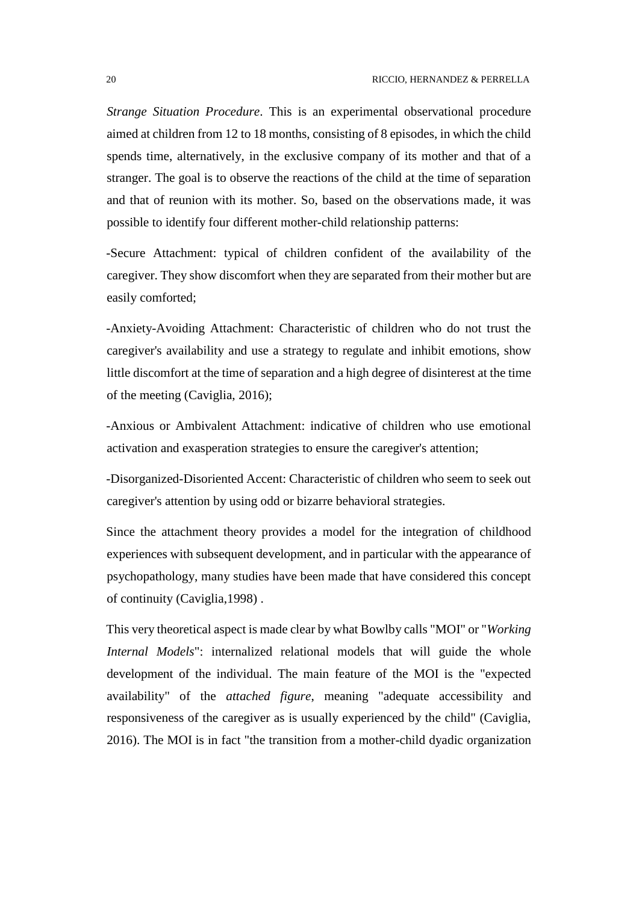*Strange Situation Procedure*. This is an experimental observational procedure aimed at children from 12 to 18 months, consisting of 8 episodes, in which the child spends time, alternatively, in the exclusive company of its mother and that of a stranger. The goal is to observe the reactions of the child at the time of separation and that of reunion with its mother. So, based on the observations made, it was possible to identify four different mother-child relationship patterns:

-Secure Attachment: typical of children confident of the availability of the caregiver. They show discomfort when they are separated from their mother but are easily comforted;

-Anxiety-Avoiding Attachment: Characteristic of children who do not trust the caregiver's availability and use a strategy to regulate and inhibit emotions, show little discomfort at the time of separation and a high degree of disinterest at the time of the meeting (Caviglia, 2016);

-Anxious or Ambivalent Attachment: indicative of children who use emotional activation and exasperation strategies to ensure the caregiver's attention;

-Disorganized-Disoriented Accent: Characteristic of children who seem to seek out caregiver's attention by using odd or bizarre behavioral strategies.

Since the attachment theory provides a model for the integration of childhood experiences with subsequent development, and in particular with the appearance of psychopathology, many studies have been made that have considered this concept of continuity (Caviglia,1998) .

This very theoretical aspect is made clear by what Bowlby calls "MOI" or "*Working Internal Models*": internalized relational models that will guide the whole development of the individual. The main feature of the MOI is the "expected availability" of the *attached figure*, meaning "adequate accessibility and responsiveness of the caregiver as is usually experienced by the child" (Caviglia, 2016). The MOI is in fact "the transition from a mother-child dyadic organization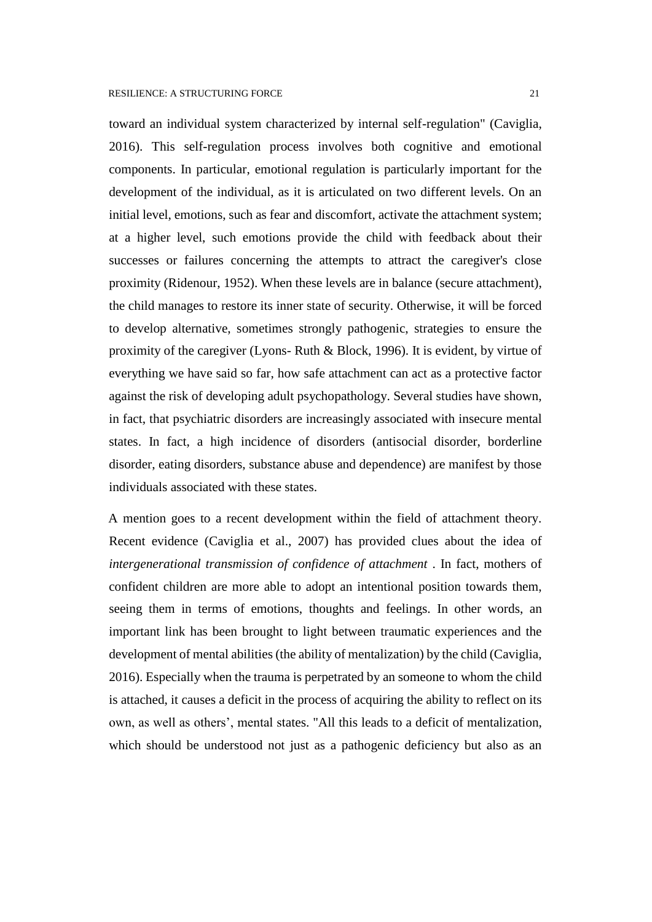toward an individual system characterized by internal self-regulation" (Caviglia, 2016). This self-regulation process involves both cognitive and emotional components. In particular, emotional regulation is particularly important for the development of the individual, as it is articulated on two different levels. On an initial level, emotions, such as fear and discomfort, activate the attachment system; at a higher level, such emotions provide the child with feedback about their successes or failures concerning the attempts to attract the caregiver's close proximity (Ridenour, 1952). When these levels are in balance (secure attachment), the child manages to restore its inner state of security. Otherwise, it will be forced to develop alternative, sometimes strongly pathogenic, strategies to ensure the proximity of the caregiver (Lyons- Ruth & Block, 1996). It is evident, by virtue of everything we have said so far, how safe attachment can act as a protective factor against the risk of developing adult psychopathology. Several studies have shown, in fact, that psychiatric disorders are increasingly associated with insecure mental states. In fact, a high incidence of disorders (antisocial disorder, borderline disorder, eating disorders, substance abuse and dependence) are manifest by those individuals associated with these states.

A mention goes to a recent development within the field of attachment theory. Recent evidence (Caviglia et al., 2007) has provided clues about the idea of *intergenerational transmission of confidence of attachment* . In fact, mothers of confident children are more able to adopt an intentional position towards them, seeing them in terms of emotions, thoughts and feelings. In other words, an important link has been brought to light between traumatic experiences and the development of mental abilities (the ability of mentalization) by the child (Caviglia, 2016). Especially when the trauma is perpetrated by an someone to whom the child is attached, it causes a deficit in the process of acquiring the ability to reflect on its own, as well as others', mental states. "All this leads to a deficit of mentalization, which should be understood not just as a pathogenic deficiency but also as an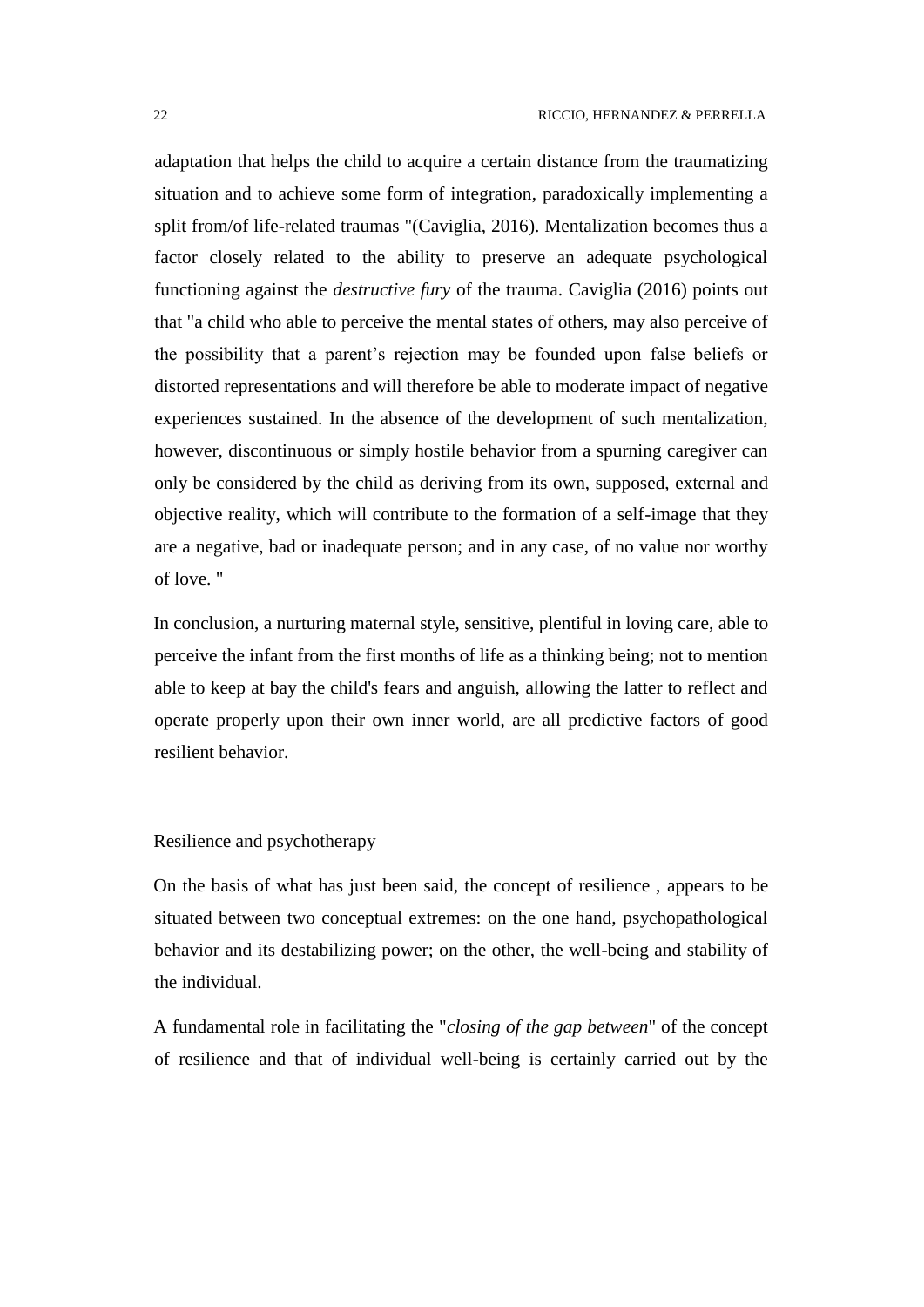adaptation that helps the child to acquire a certain distance from the traumatizing situation and to achieve some form of integration, paradoxically implementing a split from/of life-related traumas "(Caviglia, 2016). Mentalization becomes thus a factor closely related to the ability to preserve an adequate psychological functioning against the *destructive fury* of the trauma. Caviglia (2016) points out that "a child who able to perceive the mental states of others, may also perceive of the possibility that a parent's rejection may be founded upon false beliefs or distorted representations and will therefore be able to moderate impact of negative experiences sustained. In the absence of the development of such mentalization, however, discontinuous or simply hostile behavior from a spurning caregiver can only be considered by the child as deriving from its own, supposed, external and objective reality, which will contribute to the formation of a self-image that they are a negative, bad or inadequate person; and in any case, of no value nor worthy of love. "

In conclusion, a nurturing maternal style, sensitive, plentiful in loving care, able to perceive the infant from the first months of life as a thinking being; not to mention able to keep at bay the child's fears and anguish, allowing the latter to reflect and operate properly upon their own inner world, are all predictive factors of good resilient behavior.

## Resilience and psychotherapy

On the basis of what has just been said, the concept of resilience , appears to be situated between two conceptual extremes: on the one hand, psychopathological behavior and its destabilizing power; on the other, the well-being and stability of the individual.

A fundamental role in facilitating the "*closing of the gap between*" of the concept of resilience and that of individual well-being is certainly carried out by the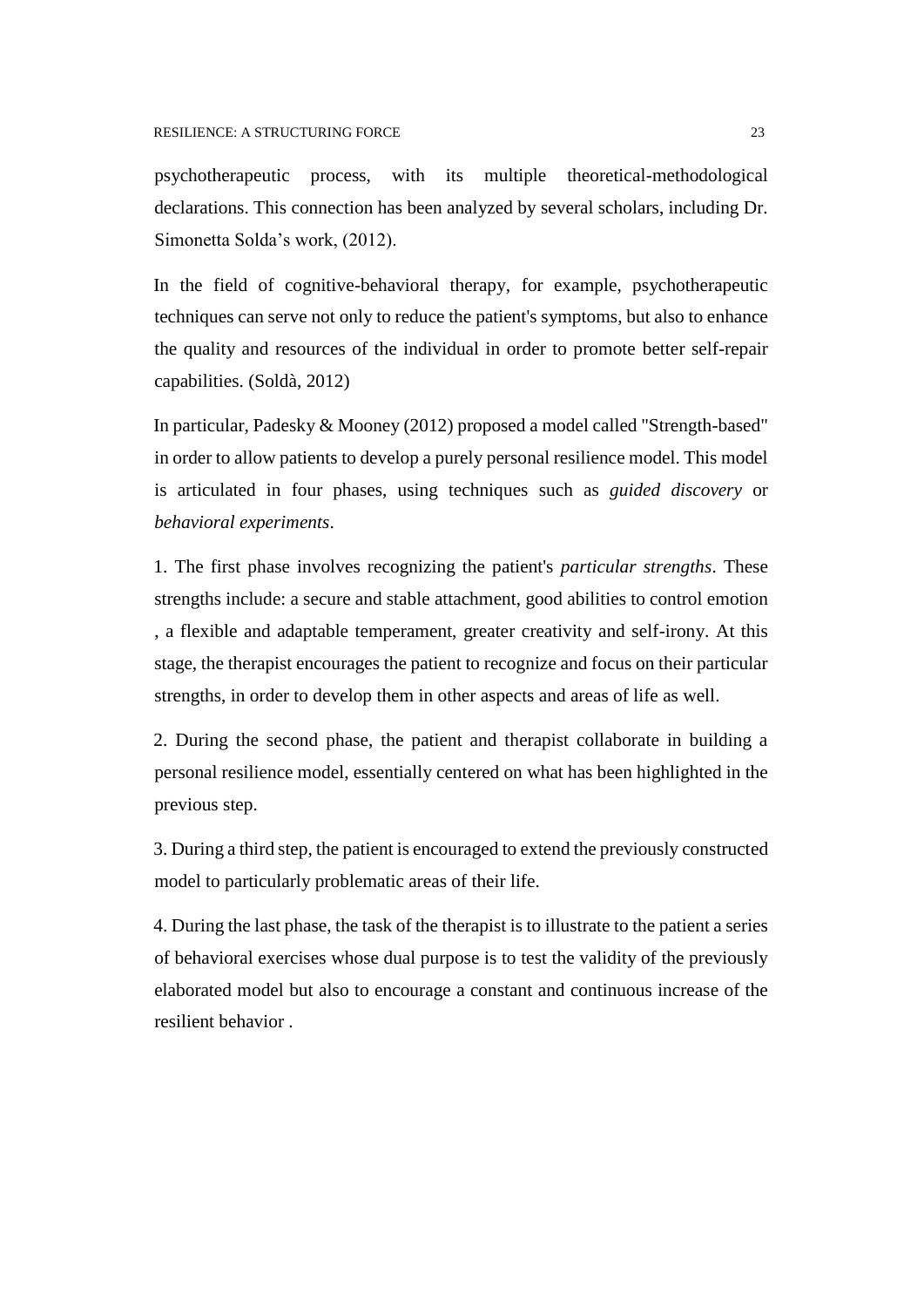psychotherapeutic process, with its multiple theoretical-methodological declarations. This connection has been analyzed by several scholars, including Dr. Simonetta Solda's work, (2012).

In the field of cognitive-behavioral therapy, for example, psychotherapeutic techniques can serve not only to reduce the patient's symptoms, but also to enhance the quality and resources of the individual in order to promote better self-repair capabilities. (Soldà, 2012)

In particular, Padesky & Mooney (2012) proposed a model called "Strength-based" in order to allow patients to develop a purely personal resilience model. This model is articulated in four phases, using techniques such as *guided discovery* or *behavioral experiments*.

1. The first phase involves recognizing the patient's *particular strengths*. These strengths include: a secure and stable attachment, good abilities to control emotion , a flexible and adaptable temperament, greater creativity and self-irony. At this stage, the therapist encourages the patient to recognize and focus on their particular strengths, in order to develop them in other aspects and areas of life as well.

2. During the second phase, the patient and therapist collaborate in building a personal resilience model, essentially centered on what has been highlighted in the previous step.

3. During a third step, the patient is encouraged to extend the previously constructed model to particularly problematic areas of their life.

4. During the last phase, the task of the therapist is to illustrate to the patient a series of behavioral exercises whose dual purpose is to test the validity of the previously elaborated model but also to encourage a constant and continuous increase of the resilient behavior .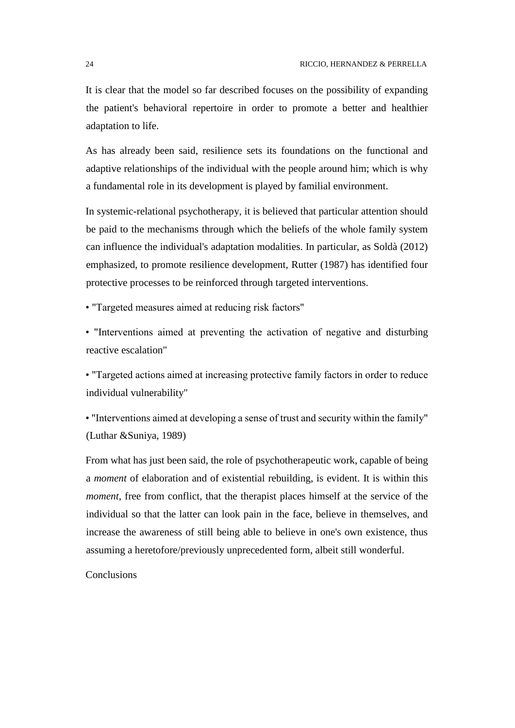It is clear that the model so far described focuses on the possibility of expanding the patient's behavioral repertoire in order to promote a better and healthier adaptation to life.

As has already been said, resilience sets its foundations on the functional and adaptive relationships of the individual with the people around him; which is why a fundamental role in its development is played by familial environment.

In systemic-relational psychotherapy, it is believed that particular attention should be paid to the mechanisms through which the beliefs of the whole family system can influence the individual's adaptation modalities. In particular, as Soldà (2012) emphasized, to promote resilience development, Rutter (1987) has identified four protective processes to be reinforced through targeted interventions.

- "Targeted measures aimed at reducing risk factors"
- "Interventions aimed at preventing the activation of negative and disturbing reactive escalation"
- "Targeted actions aimed at increasing protective family factors in order to reduce individual vulnerability"
- "Interventions aimed at developing a sense of trust and security within the family" (Luthar &Suniya, 1989)

From what has just been said, the role of psychotherapeutic work, capable of being a *moment* of elaboration and of existential rebuilding, is evident. It is within this *moment*, free from conflict, that the therapist places himself at the service of the individual so that the latter can look pain in the face, believe in themselves, and increase the awareness of still being able to believe in one's own existence, thus assuming a heretofore/previously unprecedented form, albeit still wonderful.

## Conclusions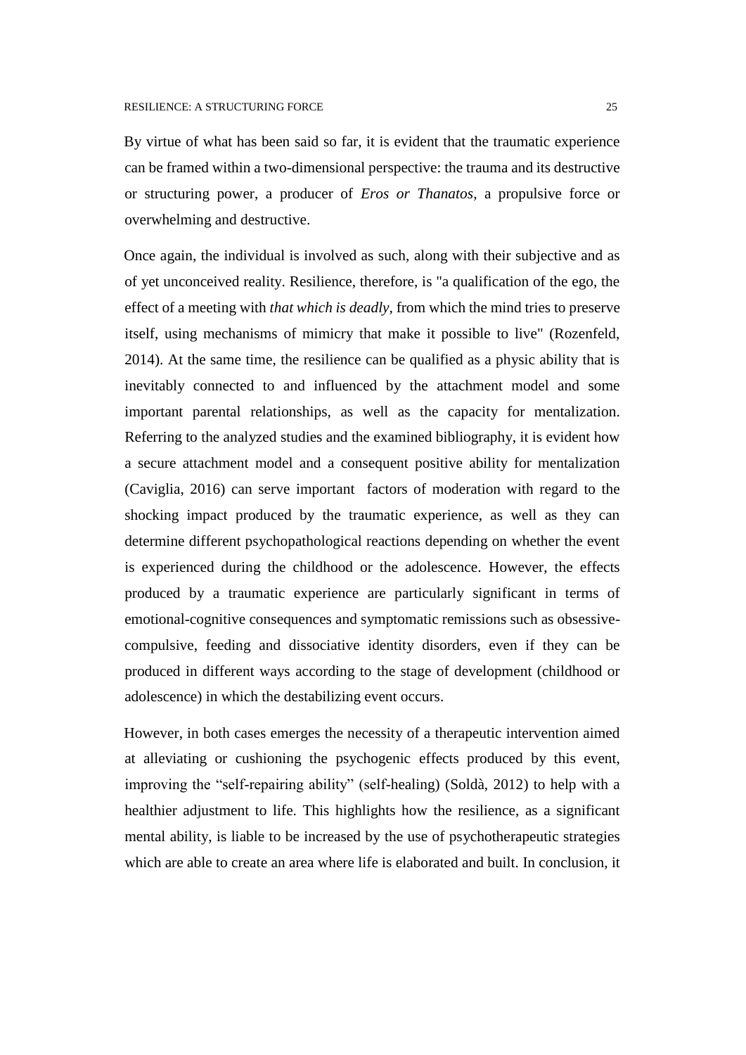By virtue of what has been said so far, it is evident that the traumatic experience can be framed within a two-dimensional perspective: the trauma and its destructive or structuring power, a producer of *Eros or Thanatos*, a propulsive force or overwhelming and destructive.

Once again, the individual is involved as such, along with their subjective and as of yet unconceived reality. Resilience, therefore, is "a qualification of the ego, the effect of a meeting with *that which is deadly*, from which the mind tries to preserve itself, using mechanisms of mimicry that make it possible to live" (Rozenfeld, 2014). At the same time, the resilience can be qualified as a physic ability that is inevitably connected to and influenced by the attachment model and some important parental relationships, as well as the capacity for mentalization. Referring to the analyzed studies and the examined bibliography, it is evident how a secure attachment model and a consequent positive ability for mentalization (Caviglia, 2016) can serve important factors of moderation with regard to the shocking impact produced by the traumatic experience, as well as they can determine different psychopathological reactions depending on whether the event is experienced during the childhood or the adolescence. However, the effects produced by a traumatic experience are particularly significant in terms of emotional-cognitive consequences and symptomatic remissions such as obsessive-compulsive, feeding and dissociative identity disorders, even if they can be produced in different ways according to the stage of development (childhood or adolescence) in which the destabilizing event occurs.

However, in both cases emerges the necessity of a therapeutic intervention aimed at alleviating or cushioning the psychogenic effects produced by this event, improving the "self-repairing ability" (self-healing) (Soldà, 2012) to help with a healthier adjustment to life. This highlights how the resilience, as a significant mental ability, is liable to be increased by the use of psychotherapeutic strategies which are able to create an area where life is elaborated and built. In conclusion, it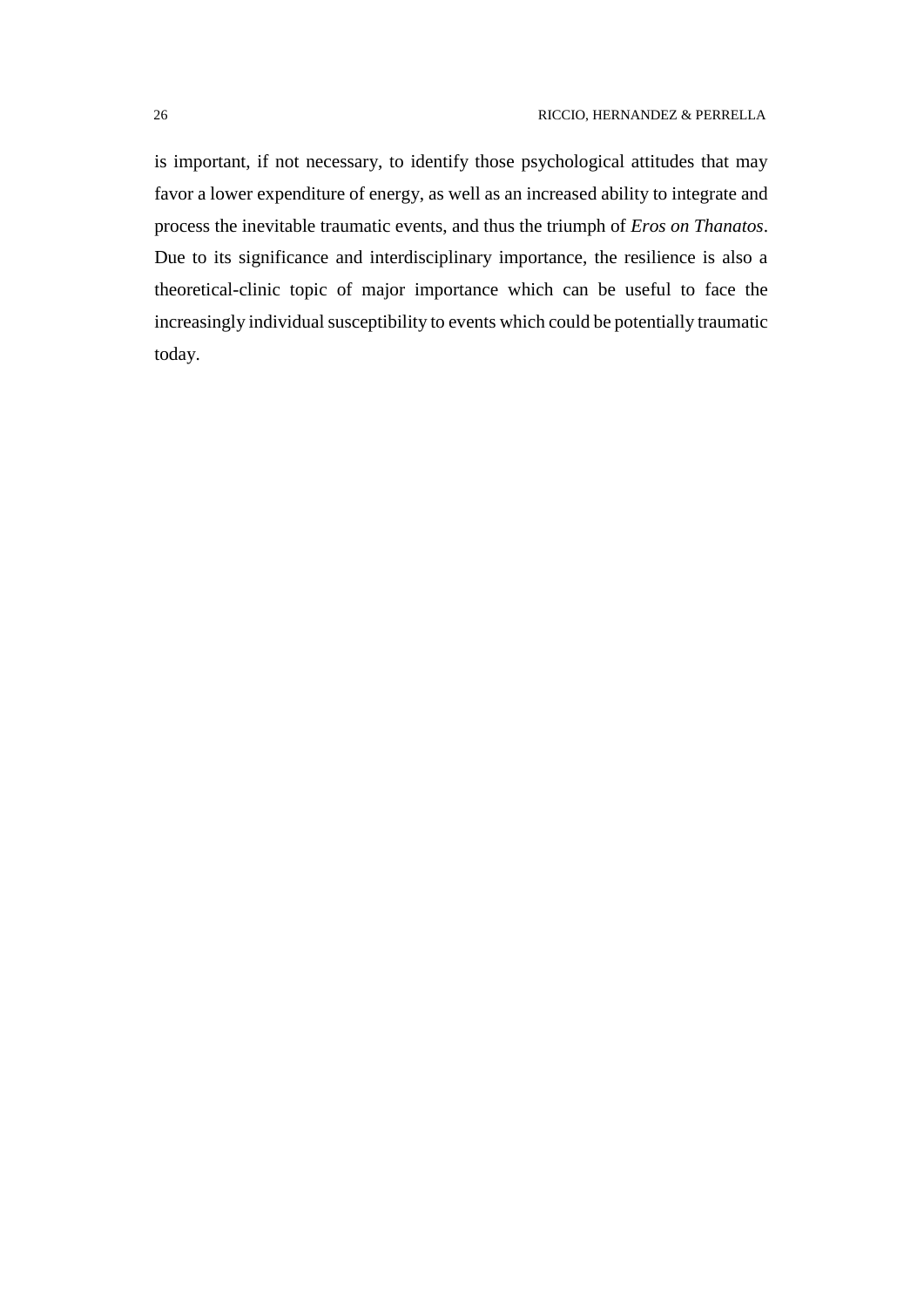is important, if not necessary, to identify those psychological attitudes that may favor a lower expenditure of energy, as well as an increased ability to integrate and process the inevitable traumatic events, and thus the triumph of *Eros on Thanatos*. Due to its significance and interdisciplinary importance, the resilience is also a theoretical-clinic topic of major importance which can be useful to face the increasingly individual susceptibility to events which could be potentially traumatic today.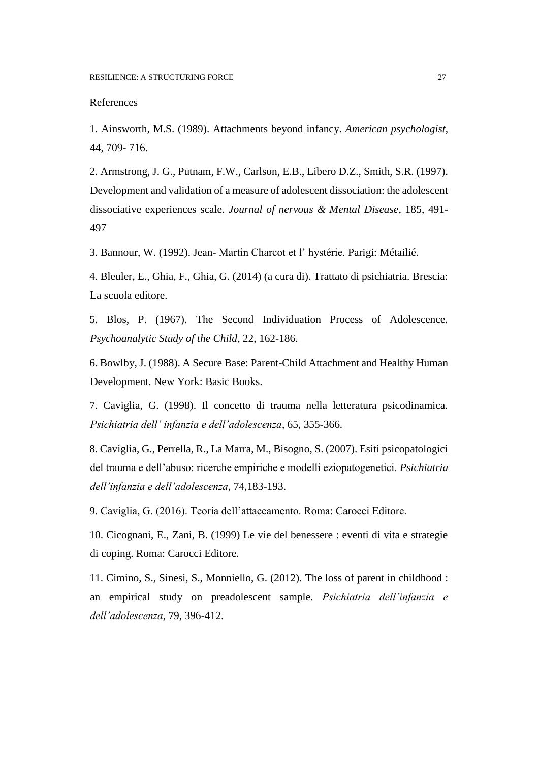References

1. Ainsworth, M.S. (1989). Attachments beyond infancy. *American psychologist*, 44, 709- 716.

2. Armstrong, J. G., Putnam, F.W., Carlson, E.B., Libero D.Z., Smith, S.R. (1997). Development and validation of a measure of adolescent dissociation: the adolescent dissociative experiences scale. *Journal of nervous & Mental Disease*, 185, 491-497

3. Bannour, W. (1992). Jean- Martin Charcot et l' hystérie. Parigi: Métailié.

4. Bleuler, E., Ghia, F., Ghia, G. (2014) (a cura di). Trattato di psichiatria. Brescia: La scuola editore.

5. Blos, P. (1967). The Second Individuation Process of Adolescence. *Psychoanalytic Study of the Child*, 22, 162-186.

6. Bowlby, J. (1988). A Secure Base: Parent-Child Attachment and Healthy Human Development. New York: Basic Books.

7. Caviglia, G. (1998). Il concetto di trauma nella letteratura psicodinamica. *Psichiatria dell' infanzia e dell'adolescenza*, 65, 355-366.

8. Caviglia, G., Perrella, R., La Marra, M., Bisogno, S. (2007). Esiti psicopatologici del trauma e dell'abuso: ricerche empiriche e modelli eziopatogenetici. *Psichiatria dell'infanzia e dell'adolescenza*, 74,183-193.

9. Caviglia, G. (2016). Teoria dell'attaccamento. Roma: Carocci Editore.

10. Cicognani, E., Zani, B. (1999) Le vie del benessere : eventi di vita e strategie di coping. Roma: Carocci Editore.

11. Cimino, S., Sinesi, S., Monniello, G. (2012). The loss of parent in childhood : an empirical study on preadolescent sample. *Psichiatria dell'infanzia e dell'adolescenza*, 79, 396-412.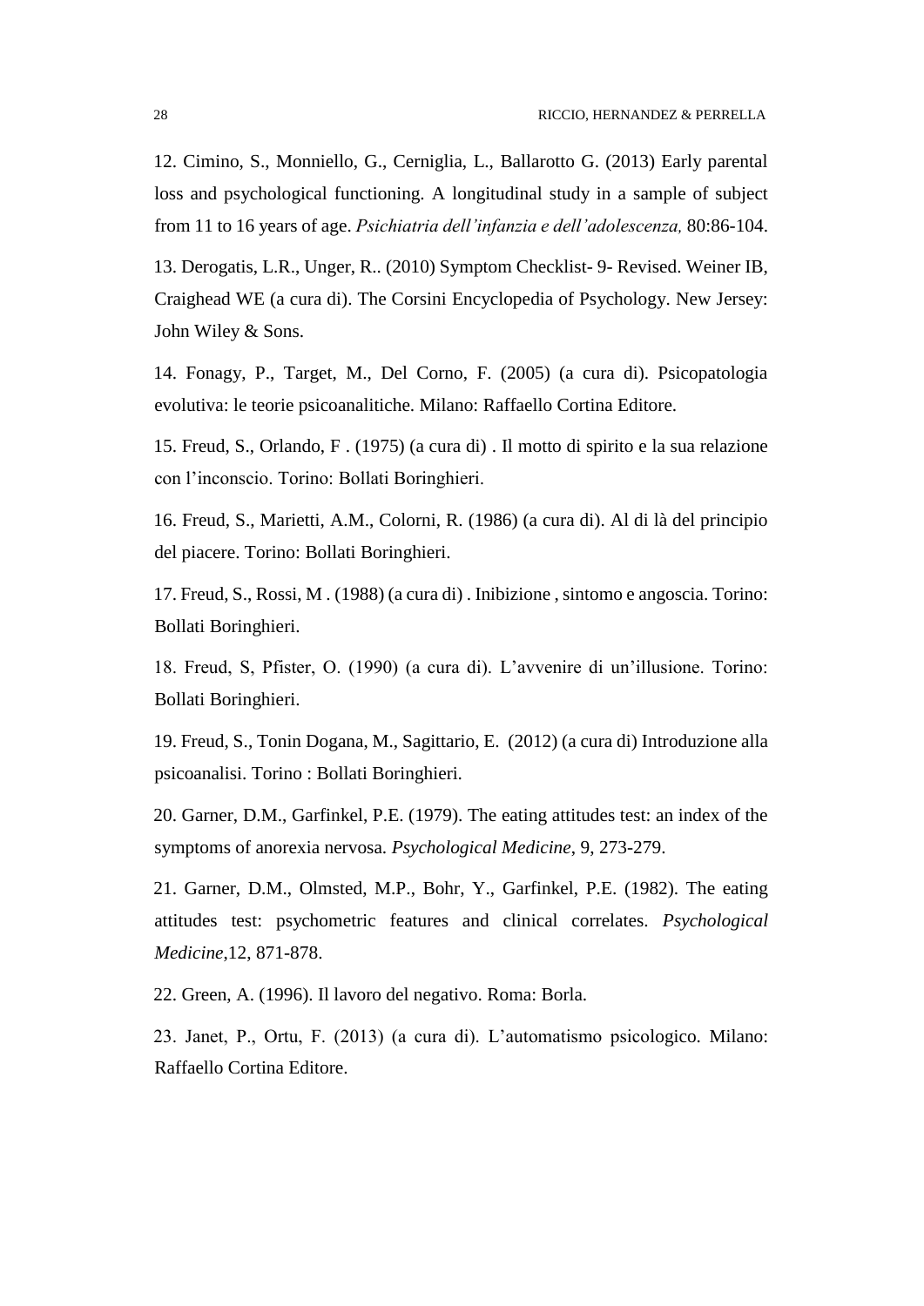12. Cimino, S., Monniello, G., Cerniglia, L., Ballarotto G. (2013) Early parental loss and psychological functioning. A longitudinal study in a sample of subject from 11 to 16 years of age. *Psichiatria dell'infanzia e dell'adolescenza,* 80:86-104.

13. Derogatis, L.R., Unger, R.. (2010) Symptom Checklist- 9- Revised. Weiner IB, Craighead WE (a cura di). The Corsini Encyclopedia of Psychology. New Jersey: John Wiley & Sons.

14. Fonagy, P., Target, M., Del Corno, F. (2005) (a cura di). Psicopatologia evolutiva: le teorie psicoanalitiche. Milano: Raffaello Cortina Editore.

15. Freud, S., Orlando, F . (1975) (a cura di) . Il motto di spirito e la sua relazione con l'inconscio. Torino: Bollati Boringhieri.

16. Freud, S., Marietti, A.M., Colorni, R. (1986) (a cura di). Al di là del principio del piacere. Torino: Bollati Boringhieri.

17. Freud, S., Rossi, M . (1988) (a cura di) . Inibizione , sintomo e angoscia. Torino: Bollati Boringhieri.

18. Freud, S, Pfister, O. (1990) (a cura di). L'avvenire di un'illusione. Torino: Bollati Boringhieri.

19. Freud, S., Tonin Dogana, M., Sagittario, E. (2012) (a cura di) Introduzione alla psicoanalisi. Torino : Bollati Boringhieri.

20. Garner, D.M., Garfinkel, P.E. (1979). The eating attitudes test: an index of the symptoms of anorexia nervosa. *Psychological Medicine*, 9, 273-279.

21. Garner, D.M., Olmsted, M.P., Bohr, Y., Garfinkel, P.E. (1982). The eating attitudes test: psychometric features and clinical correlates. *Psychological Medicine*,12, 871-878.

22. Green, A. (1996). Il lavoro del negativo. Roma: Borla.

23. Janet, P., Ortu, F. (2013) (a cura di). L'automatismo psicologico. Milano: Raffaello Cortina Editore.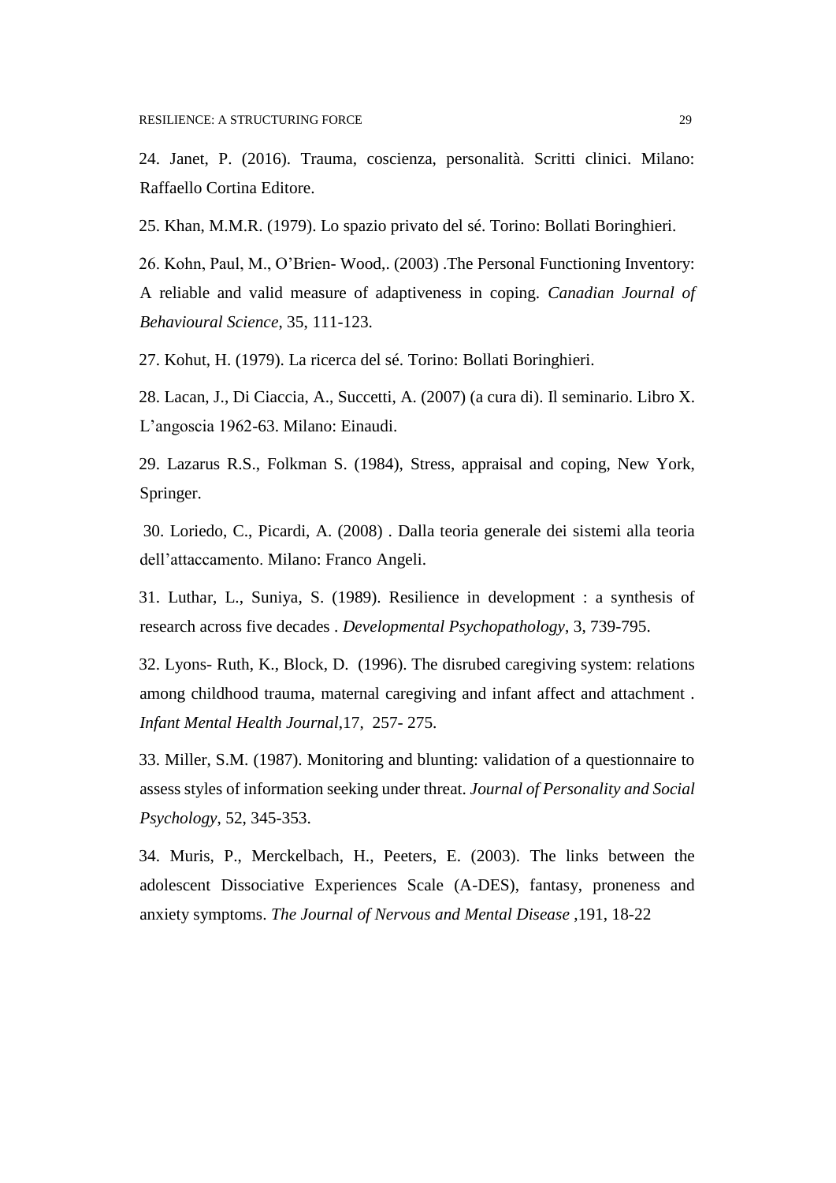24. Janet, P. (2016). Trauma, coscienza, personalità. Scritti clinici. Milano: Raffaello Cortina Editore.

25. Khan, M.M.R. (1979). Lo spazio privato del sé. Torino: Bollati Boringhieri.

26. Kohn, Paul, M., O'Brien- Wood,. (2003) .The Personal Functioning Inventory: A reliable and valid measure of adaptiveness in coping. *Canadian Journal of Behavioural Science*, 35, 111-123.

27. Kohut, H. (1979). La ricerca del sé. Torino: Bollati Boringhieri.

28. Lacan, J., Di Ciaccia, A., Succetti, A. (2007) (a cura di). Il seminario. Libro X. L'angoscia 1962-63. Milano: Einaudi.

29. Lazarus R.S., Folkman S. (1984), Stress, appraisal and coping, New York, Springer.

30. Loriedo, C., Picardi, A. (2008) . Dalla teoria generale dei sistemi alla teoria dell'attaccamento. Milano: Franco Angeli.

31. Luthar, L., Suniya, S. (1989). Resilience in development : a synthesis of research across five decades . *Developmental Psychopathology*, 3, 739-795.

32. Lyons- Ruth, K., Block, D. (1996). The disrubed caregiving system: relations among childhood trauma, maternal caregiving and infant affect and attachment . *Infant Mental Health Journal*,17, 257- 275.

33. Miller, S.M. (1987). Monitoring and blunting: validation of a questionnaire to assess styles of information seeking under threat. *Journal of Personality and Social Psychology*, 52, 345-353.

34. Muris, P., Merckelbach, H., Peeters, E. (2003). The links between the adolescent Dissociative Experiences Scale (A-DES), fantasy, proneness and anxiety symptoms. *The Journal of Nervous and Mental Disease* ,191, 18-22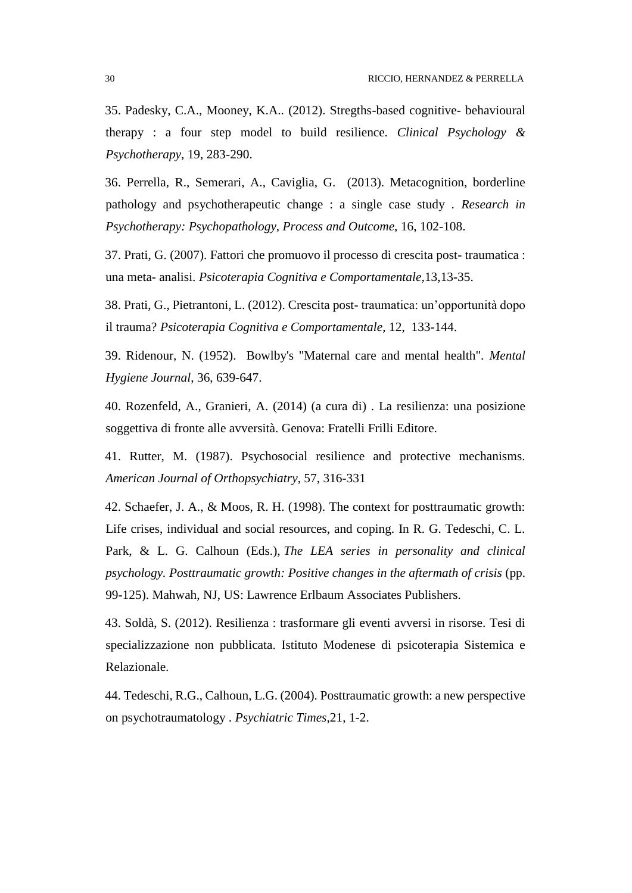35. Padesky, C.A., Mooney, K.A.. (2012). Stregths-based cognitive- behavioural therapy : a four step model to build resilience. *Clinical Psychology & Psychotherapy*, 19, 283-290.

36. Perrella, R., Semerari, A., Caviglia, G.  (2013). Metacognition, borderline pathology and psychotherapeutic change : a single case study . *Research in Psychotherapy: Psychopathology, Process and Outcome*, 16, 102-108.

37. Prati, G. (2007). Fattori che promuovo il processo di crescita post- traumatica : una meta- analisi. *Psicoterapia Cognitiva e Comportamentale*,13,13-35.

38. Prati, G., Pietrantoni, L. (2012). Crescita post- traumatica: un'opportunità dopo il trauma? *Psicoterapia Cognitiva e Comportamentale*, 12,  133-144.

39. Ridenour, N. (1952).  Bowlby's "Maternal care and mental health". *Mental Hygiene Journal*, 36, 639-647.

40. Rozenfeld, A., Granieri, A. (2014) (a cura di) . La resilienza: una posizione soggettiva di fronte alle avversità. Genova: Fratelli Frilli Editore.

41. Rutter, M. (1987). Psychosocial resilience and protective mechanisms. *American Journal of Orthopsychiatry*, 57, 316-331

42. Schaefer, J. A., & Moos, R. H. (1998). The context for posttraumatic growth: Life crises, individual and social resources, and coping. In R. G. Tedeschi, C. L. Park, & L. G. Calhoun (Eds.), *The LEA series in personality and clinical psychology. Posttraumatic growth: Positive changes in the aftermath of crisis* (pp. 99-125). Mahwah, NJ, US: Lawrence Erlbaum Associates Publishers.

43. Soldà, S. (2012). Resilienza : trasformare gli eventi avversi in risorse. Tesi di specializzazione non pubblicata. Istituto Modenese di psicoterapia Sistemica e Relazionale.

44. Tedeschi, R.G., Calhoun, L.G. (2004). Posttraumatic growth: a new perspective on psychotraumatology . *Psychiatric Times*,21, 1-2.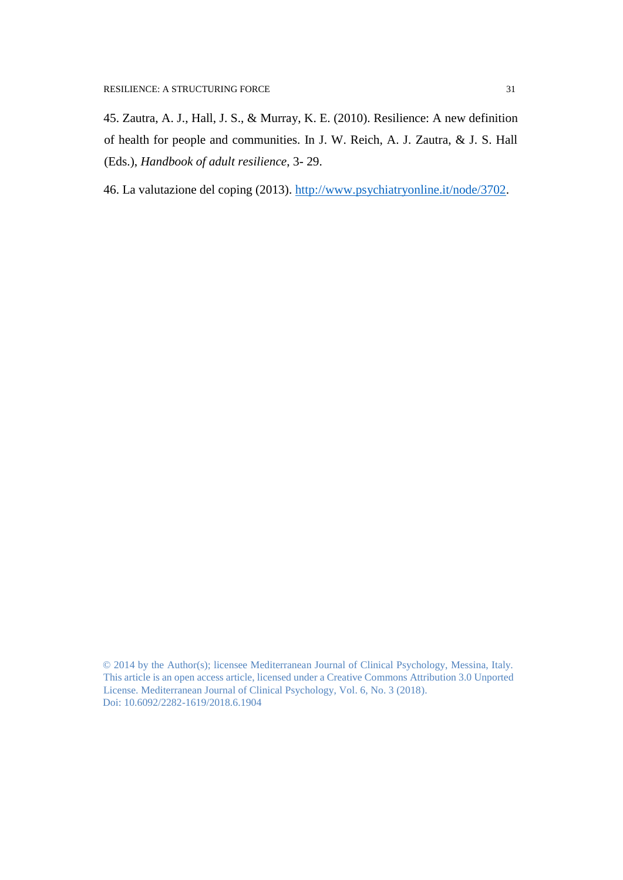45. Zautra, A. J., Hall, J. S., & Murray, K. E. (2010). Resilience: A new definition of health for people and communities. In J. W. Reich, A. J. Zautra, & J. S. Hall (Eds.), *Handbook of adult resilience*, 3- 29.

46. La valutazione del coping (2013). http://www.psychiatryonline.it/node/3702.

© 2014 by the Author(s); licensee Mediterranean Journal of Clinical Psychology, Messina, Italy. This article is an open access article, licensed under a Creative Commons Attribution 3.0 Unported License. Mediterranean Journal of Clinical Psychology, Vol. 6, No. 3 (2018).
Doi: 10.6092/2282-1619/2018.6.1904